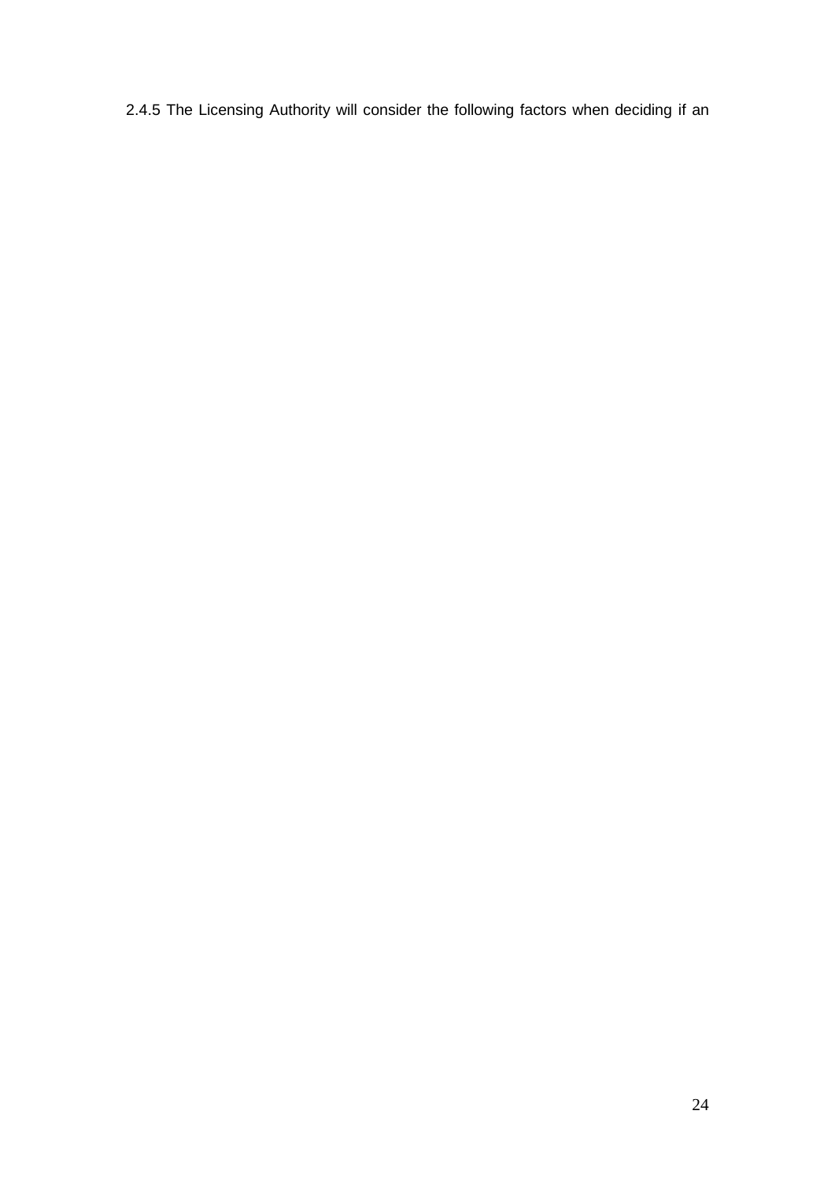2.4.5 The Licensing Authority will consider the following factors when deciding if an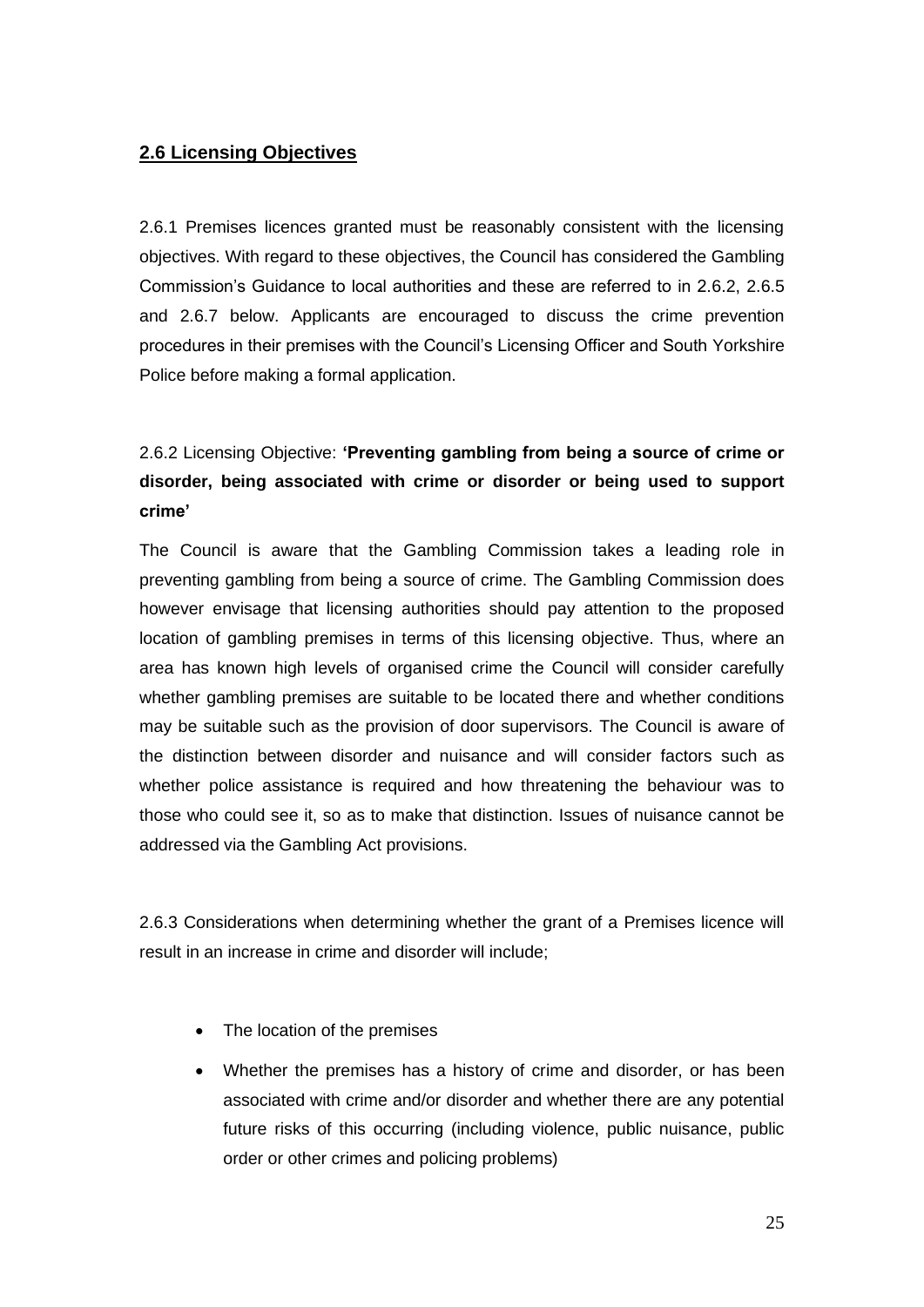## 2.6 Licensing Objectives

2.6.1 Premises licences granted must be reasonably consistent with the licensing objectives. With regard to these objectives, the Council has considered the Gambling Commission's Guidance to local authorities and these are referred to in 2.6.2, 2.6.5 and 2.6.7 below. Applicants are encouraged to discuss the crime prevention procedures in their premises with the Council's Licensing Officer and South Yorkshire Police before making a formal application.

2.6.2 Licensing Objective: **'Preventing gambling from being a source of crime or disorder, being associated with crime or disorder or being used to support crime'**

The Council is aware that the Gambling Commission takes a leading role in preventing gambling from being a source of crime. The Gambling Commission does however envisage that licensing authorities should pay attention to the proposed location of gambling premises in terms of this licensing objective. Thus, where an area has known high levels of organised crime the Council will consider carefully whether gambling premises are suitable to be located there and whether conditions may be suitable such as the provision of door supervisors. The Council is aware of the distinction between disorder and nuisance and will consider factors such as whether police assistance is required and how threatening the behaviour was to those who could see it, so as to make that distinction. Issues of nuisance cannot be addressed via the Gambling Act provisions.

2.6.3 Considerations when determining whether the grant of a Premises licence will result in an increase in crime and disorder will include;

- The location of the premises
- Whether the premises has a history of crime and disorder, or has been associated with crime and/or disorder and whether there are any potential future risks of this occurring (including violence, public nuisance, public order or other crimes and policing problems)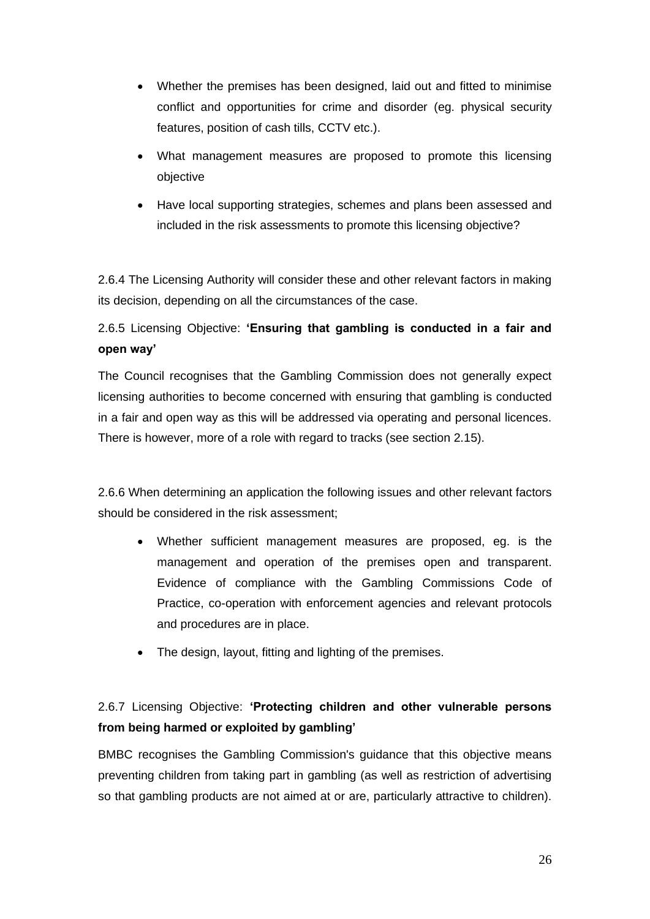- Whether the premises has been designed, laid out and fitted to minimise conflict and opportunities for crime and disorder (eg. physical security features, position of cash tills, CCTV etc.).
- What management measures are proposed to promote this licensing objective
- Have local supporting strategies, schemes and plans been assessed and included in the risk assessments to promote this licensing objective?

2.6.4 The Licensing Authority will consider these and other relevant factors in making its decision, depending on all the circumstances of the case.

2.6.5 Licensing Objective: **'Ensuring that gambling is conducted in a fair and open way'**

The Council recognises that the Gambling Commission does not generally expect licensing authorities to become concerned with ensuring that gambling is conducted in a fair and open way as this will be addressed via operating and personal licences. There is however, more of a role with regard to tracks (see section 2.15).

2.6.6 When determining an application the following issues and other relevant factors should be considered in the risk assessment;

- Whether sufficient management measures are proposed, eg. is the management and operation of the premises open and transparent. Evidence of compliance with the Gambling Commissions Code of Practice, co-operation with enforcement agencies and relevant protocols and procedures are in place.
- The design, layout, fitting and lighting of the premises.

2.6.7 Licensing Objective: **'Protecting children and other vulnerable persons from being harmed or exploited by gambling'**

BMBC recognises the Gambling Commission's guidance that this objective means preventing children from taking part in gambling (as well as restriction of advertising so that gambling products are not aimed at or are, particularly attractive to children).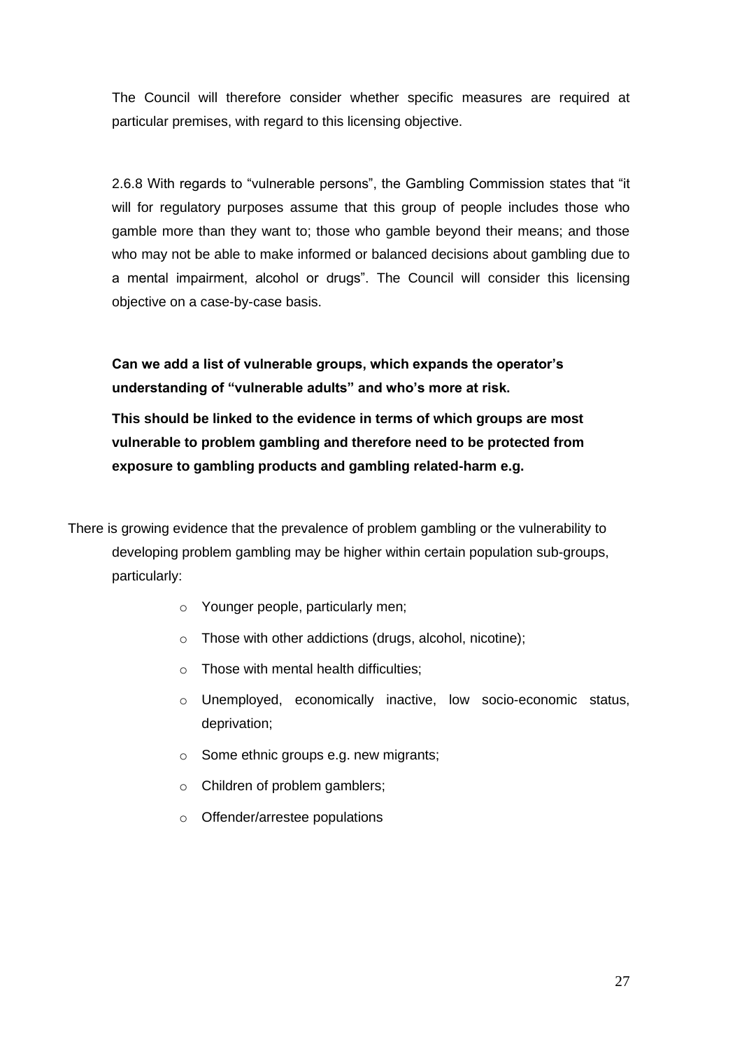The Council will therefore consider whether specific measures are required at particular premises, with regard to this licensing objective.

2.6.8 With regards to "vulnerable persons", the Gambling Commission states that "it will for regulatory purposes assume that this group of people includes those who gamble more than they want to; those who gamble beyond their means; and those who may not be able to make informed or balanced decisions about gambling due to a mental impairment, alcohol or drugs". The Council will consider this licensing objective on a case-by-case basis.

**Can we add a list of vulnerable groups, which expands the operator's understanding of "vulnerable adults" and who's more at risk.**

**This should be linked to the evidence in terms of which groups are most vulnerable to problem gambling and therefore need to be protected from exposure to gambling products and gambling related-harm e.g.**

There is growing evidence that the prevalence of problem gambling or the vulnerability to developing problem gambling may be higher within certain population sub-groups, particularly:

- Younger people, particularly men;
- Those with other addictions (drugs, alcohol, nicotine);
- Those with mental health difficulties;
- Unemployed, economically inactive, low socio-economic status, deprivation;
- Some ethnic groups e.g. new migrants;
- Children of problem gamblers;
- Offender/arrestee populations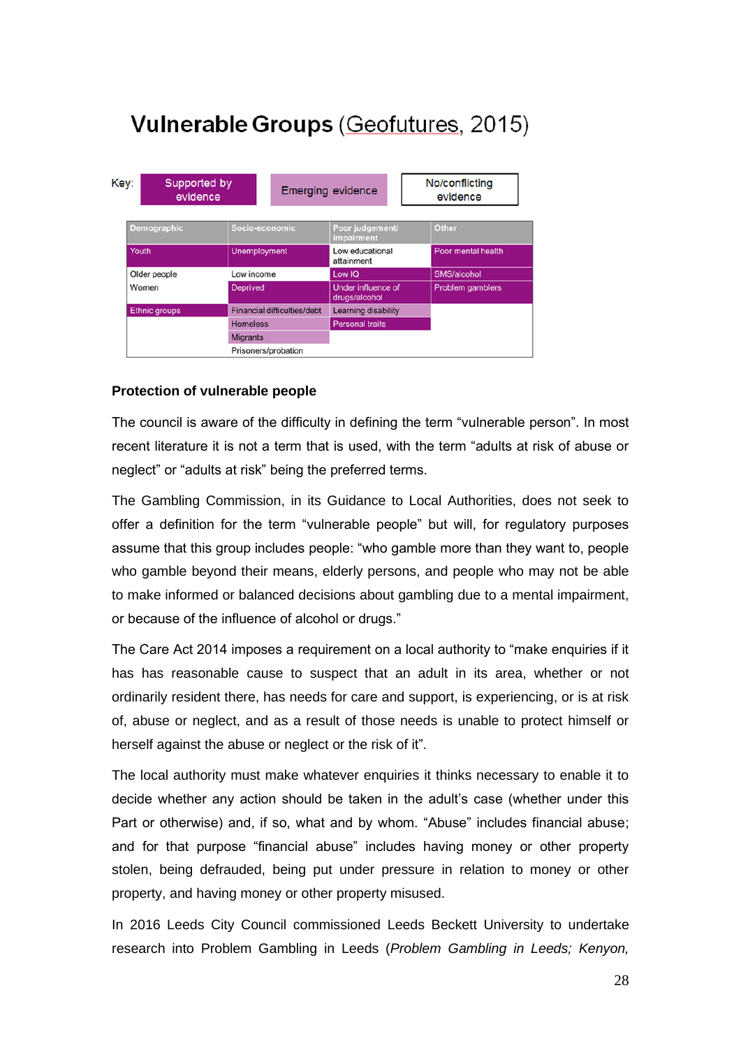# Vulnerable Groups (Geofutures, 2015)

Key: Supported by evidence | Emerging evidence | No/conflicting evidence

| Demographic | Socio-economic | Poor judgement/ impairment | Other |
|---|---|---|---|
| Youth | Unemployment | Low educational attainment | Poor mental health |
| Older people | Low income | Low IQ | SMS/alcohol |
| Women | Deprived | Under influence of drugs/alcohol | Problem gamblers |
| Ethnic groups | Financial difficulties/debt | Learning disability | |
| | Homeless | Personal traits | |
| | Migrants | | |
| | Prisoners/probation | | |

**Protection of vulnerable people**

The council is aware of the difficulty in defining the term "vulnerable person". In most recent literature it is not a term that is used, with the term "adults at risk of abuse or neglect" or "adults at risk" being the preferred terms.

The Gambling Commission, in its Guidance to Local Authorities, does not seek to offer a definition for the term "vulnerable people" but will, for regulatory purposes assume that this group includes people: "who gamble more than they want to, people who gamble beyond their means, elderly persons, and people who may not be able to make informed or balanced decisions about gambling due to a mental impairment, or because of the influence of alcohol or drugs."

The Care Act 2014 imposes a requirement on a local authority to "make enquiries if it has has reasonable cause to suspect that an adult in its area, whether or not ordinarily resident there, has needs for care and support, is experiencing, or is at risk of, abuse or neglect, and as a result of those needs is unable to protect himself or herself against the abuse or neglect or the risk of it".

The local authority must make whatever enquiries it thinks necessary to enable it to decide whether any action should be taken in the adult's case (whether under this Part or otherwise) and, if so, what and by whom. "Abuse" includes financial abuse; and for that purpose "financial abuse" includes having money or other property stolen, being defrauded, being put under pressure in relation to money or other property, and having money or other property misused.

In 2016 Leeds City Council commissioned Leeds Beckett University to undertake research into Problem Gambling in Leeds (*Problem Gambling in Leeds; Kenyon,*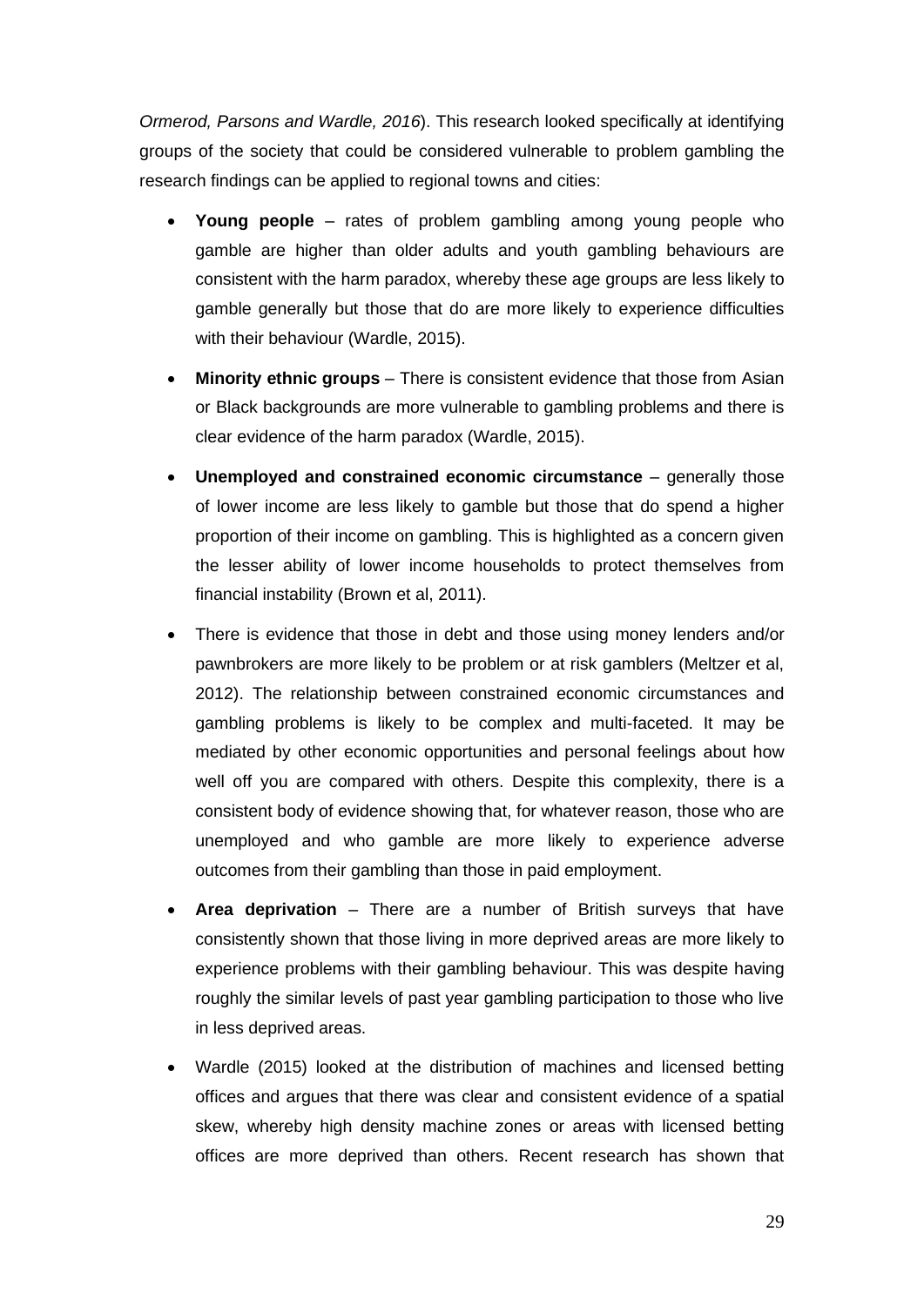*Ormerod, Parsons and Wardle, 2016*). This research looked specifically at identifying groups of the society that could be considered vulnerable to problem gambling the research findings can be applied to regional towns and cities:

- **Young people** – rates of problem gambling among young people who gamble are higher than older adults and youth gambling behaviours are consistent with the harm paradox, whereby these age groups are less likely to gamble generally but those that do are more likely to experience difficulties with their behaviour (Wardle, 2015).
- **Minority ethnic groups** – There is consistent evidence that those from Asian or Black backgrounds are more vulnerable to gambling problems and there is clear evidence of the harm paradox (Wardle, 2015).
- **Unemployed and constrained economic circumstance** – generally those of lower income are less likely to gamble but those that do spend a higher proportion of their income on gambling. This is highlighted as a concern given the lesser ability of lower income households to protect themselves from financial instability (Brown et al, 2011).
- There is evidence that those in debt and those using money lenders and/or pawnbrokers are more likely to be problem or at risk gamblers (Meltzer et al, 2012). The relationship between constrained economic circumstances and gambling problems is likely to be complex and multi-faceted. It may be mediated by other economic opportunities and personal feelings about how well off you are compared with others. Despite this complexity, there is a consistent body of evidence showing that, for whatever reason, those who are unemployed and who gamble are more likely to experience adverse outcomes from their gambling than those in paid employment.
- **Area deprivation** – There are a number of British surveys that have consistently shown that those living in more deprived areas are more likely to experience problems with their gambling behaviour. This was despite having roughly the similar levels of past year gambling participation to those who live in less deprived areas.
- Wardle (2015) looked at the distribution of machines and licensed betting offices and argues that there was clear and consistent evidence of a spatial skew, whereby high density machine zones or areas with licensed betting offices are more deprived than others. Recent research has shown that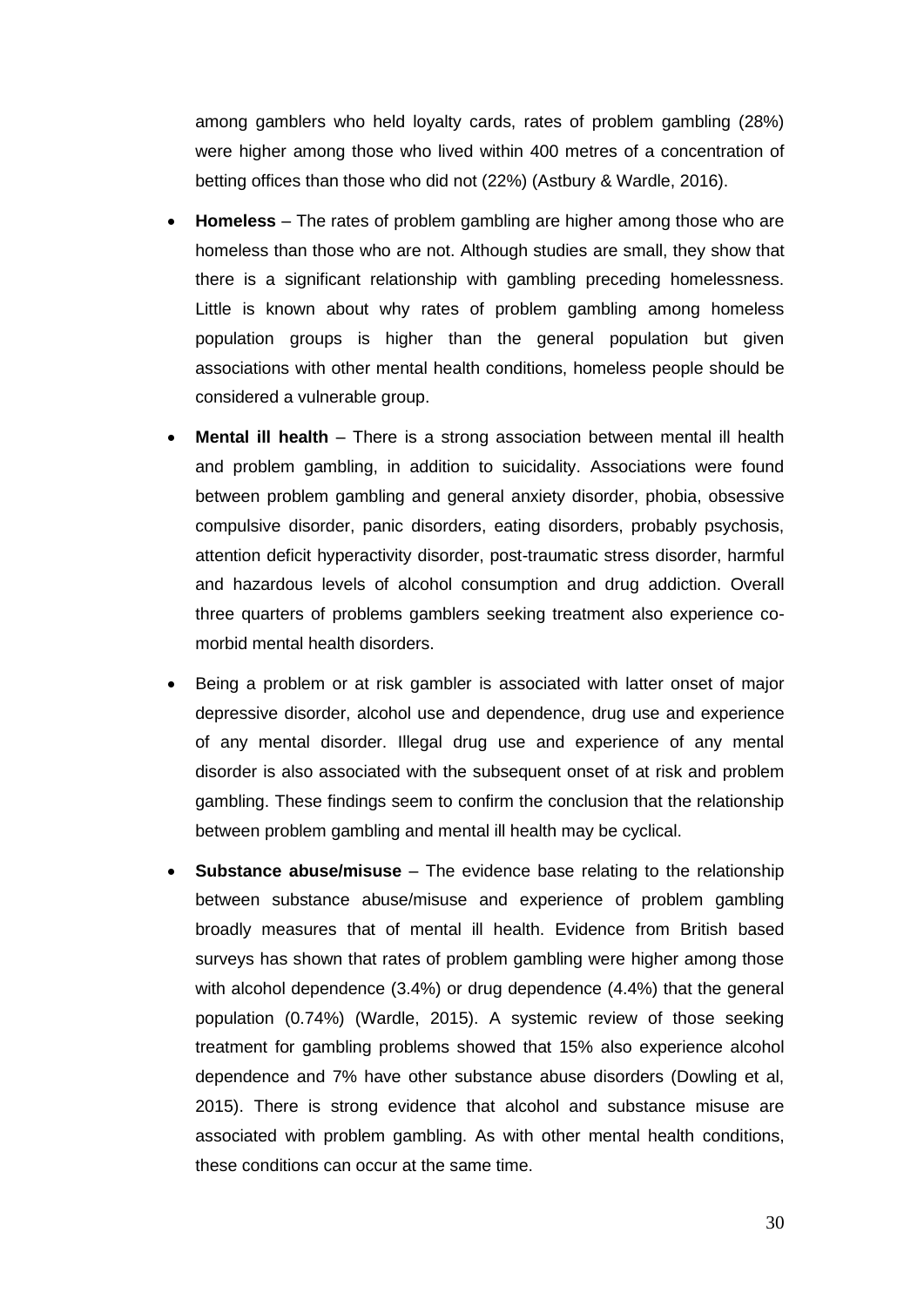among gamblers who held loyalty cards, rates of problem gambling (28%) were higher among those who lived within 400 metres of a concentration of betting offices than those who did not (22%) (Astbury & Wardle, 2016).

- **Homeless** – The rates of problem gambling are higher among those who are homeless than those who are not. Although studies are small, they show that there is a significant relationship with gambling preceding homelessness. Little is known about why rates of problem gambling among homeless population groups is higher than the general population but given associations with other mental health conditions, homeless people should be considered a vulnerable group.
- **Mental ill health** – There is a strong association between mental ill health and problem gambling, in addition to suicidality. Associations were found between problem gambling and general anxiety disorder, phobia, obsessive compulsive disorder, panic disorders, eating disorders, probably psychosis, attention deficit hyperactivity disorder, post-traumatic stress disorder, harmful and hazardous levels of alcohol consumption and drug addiction. Overall three quarters of problems gamblers seeking treatment also experience co-morbid mental health disorders.
- Being a problem or at risk gambler is associated with latter onset of major depressive disorder, alcohol use and dependence, drug use and experience of any mental disorder. Illegal drug use and experience of any mental disorder is also associated with the subsequent onset of at risk and problem gambling. These findings seem to confirm the conclusion that the relationship between problem gambling and mental ill health may be cyclical.
- **Substance abuse/misuse** – The evidence base relating to the relationship between substance abuse/misuse and experience of problem gambling broadly measures that of mental ill health. Evidence from British based surveys has shown that rates of problem gambling were higher among those with alcohol dependence (3.4%) or drug dependence (4.4%) that the general population (0.74%) (Wardle, 2015). A systemic review of those seeking treatment for gambling problems showed that 15% also experience alcohol dependence and 7% have other substance abuse disorders (Dowling et al, 2015). There is strong evidence that alcohol and substance misuse are associated with problem gambling. As with other mental health conditions, these conditions can occur at the same time.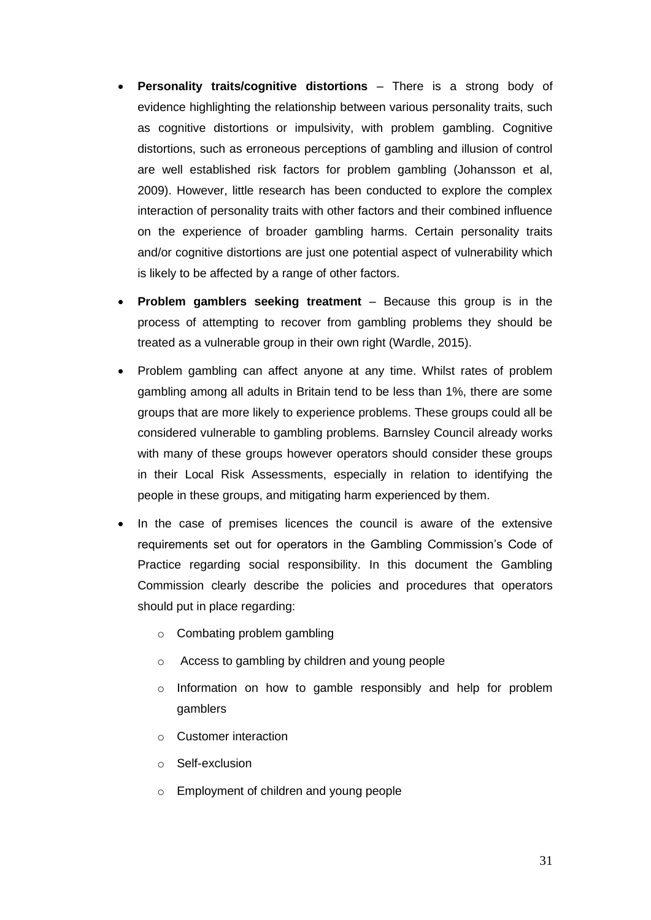- **Personality traits/cognitive distortions** – There is a strong body of evidence highlighting the relationship between various personality traits, such as cognitive distortions or impulsivity, with problem gambling. Cognitive distortions, such as erroneous perceptions of gambling and illusion of control are well established risk factors for problem gambling (Johansson et al, 2009). However, little research has been conducted to explore the complex interaction of personality traits with other factors and their combined influence on the experience of broader gambling harms. Certain personality traits and/or cognitive distortions are just one potential aspect of vulnerability which is likely to be affected by a range of other factors.

- **Problem gamblers seeking treatment** – Because this group is in the process of attempting to recover from gambling problems they should be treated as a vulnerable group in their own right (Wardle, 2015).

- Problem gambling can affect anyone at any time. Whilst rates of problem gambling among all adults in Britain tend to be less than 1%, there are some groups that are more likely to experience problems. These groups could all be considered vulnerable to gambling problems. Barnsley Council already works with many of these groups however operators should consider these groups in their Local Risk Assessments, especially in relation to identifying the people in these groups, and mitigating harm experienced by them.

- In the case of premises licences the council is aware of the extensive requirements set out for operators in the Gambling Commission's Code of Practice regarding social responsibility. In this document the Gambling Commission clearly describe the policies and procedures that operators should put in place regarding:
  - Combating problem gambling
  - Access to gambling by children and young people
  - Information on how to gamble responsibly and help for problem gamblers
  - Customer interaction
  - Self-exclusion
  - Employment of children and young people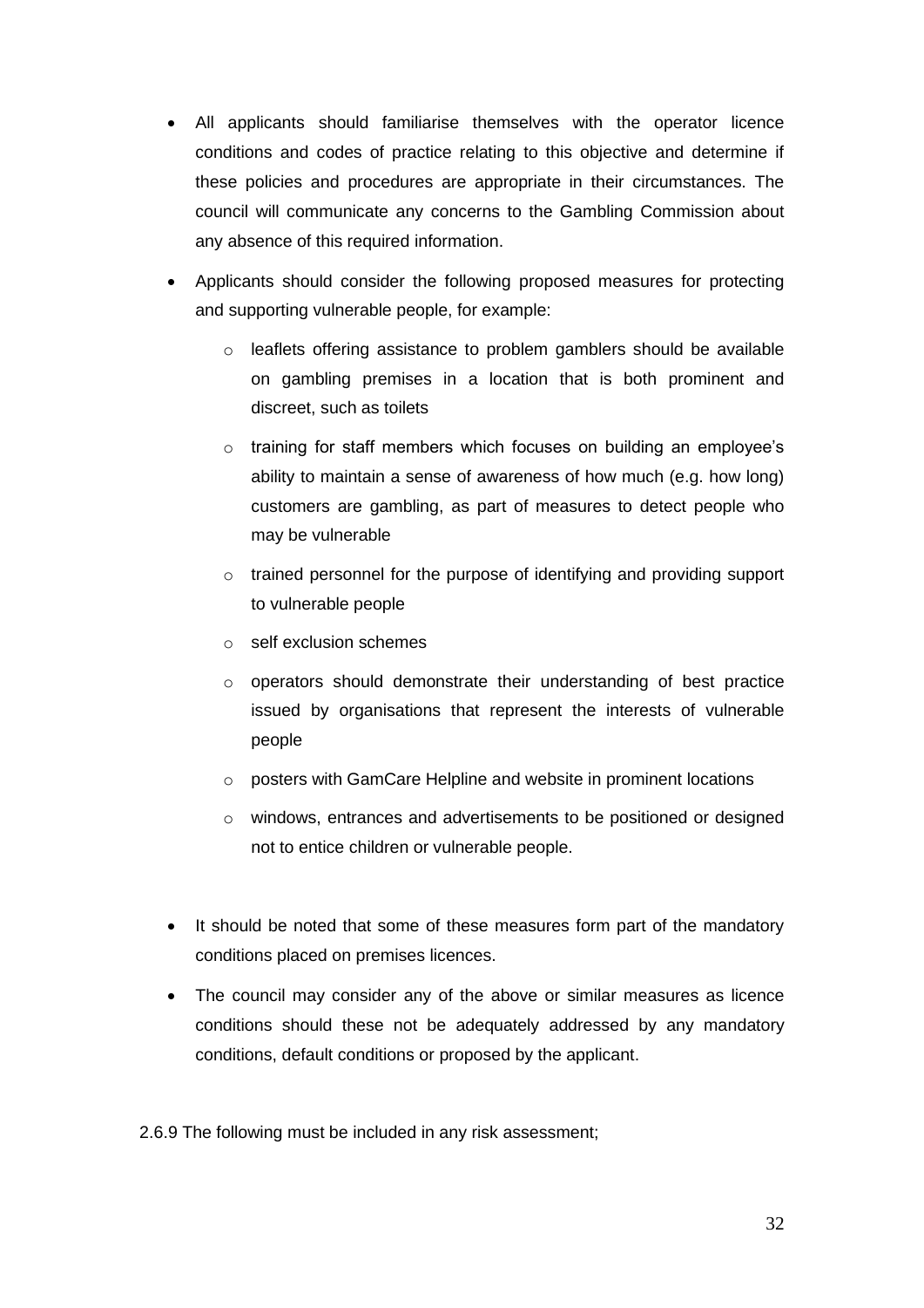- All applicants should familiarise themselves with the operator licence conditions and codes of practice relating to this objective and determine if these policies and procedures are appropriate in their circumstances. The council will communicate any concerns to the Gambling Commission about any absence of this required information.
- Applicants should consider the following proposed measures for protecting and supporting vulnerable people, for example:
  - leaflets offering assistance to problem gamblers should be available on gambling premises in a location that is both prominent and discreet, such as toilets
  - training for staff members which focuses on building an employee's ability to maintain a sense of awareness of how much (e.g. how long) customers are gambling, as part of measures to detect people who may be vulnerable
  - trained personnel for the purpose of identifying and providing support to vulnerable people
  - self exclusion schemes
  - operators should demonstrate their understanding of best practice issued by organisations that represent the interests of vulnerable people
  - posters with GamCare Helpline and website in prominent locations
  - windows, entrances and advertisements to be positioned or designed not to entice children or vulnerable people.
- It should be noted that some of these measures form part of the mandatory conditions placed on premises licences.
- The council may consider any of the above or similar measures as licence conditions should these not be adequately addressed by any mandatory conditions, default conditions or proposed by the applicant.

2.6.9 The following must be included in any risk assessment;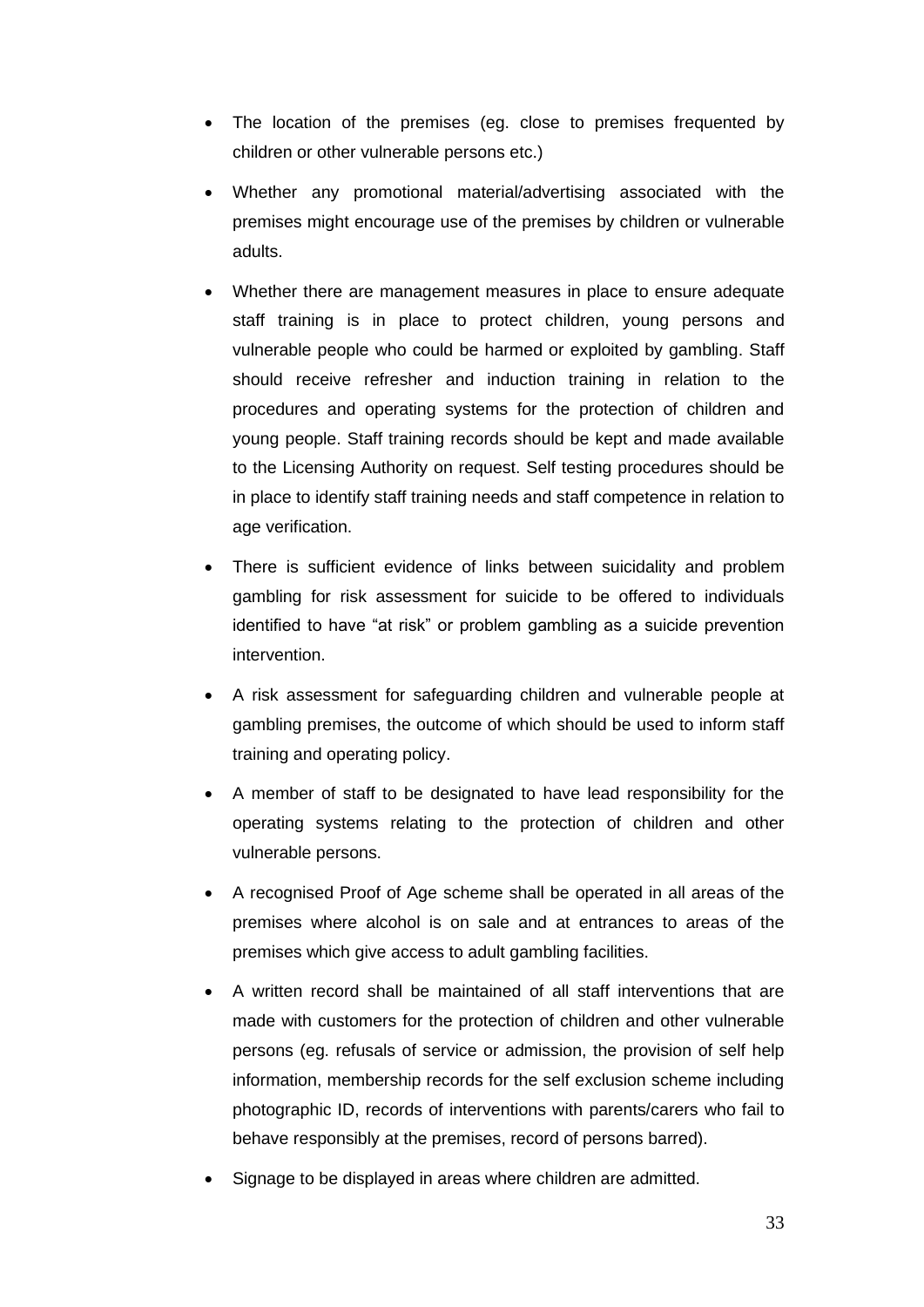- The location of the premises (eg. close to premises frequented by children or other vulnerable persons etc.)
- Whether any promotional material/advertising associated with the premises might encourage use of the premises by children or vulnerable adults.
- Whether there are management measures in place to ensure adequate staff training is in place to protect children, young persons and vulnerable people who could be harmed or exploited by gambling. Staff should receive refresher and induction training in relation to the procedures and operating systems for the protection of children and young people. Staff training records should be kept and made available to the Licensing Authority on request. Self testing procedures should be in place to identify staff training needs and staff competence in relation to age verification.
- There is sufficient evidence of links between suicidality and problem gambling for risk assessment for suicide to be offered to individuals identified to have "at risk" or problem gambling as a suicide prevention intervention.
- A risk assessment for safeguarding children and vulnerable people at gambling premises, the outcome of which should be used to inform staff training and operating policy.
- A member of staff to be designated to have lead responsibility for the operating systems relating to the protection of children and other vulnerable persons.
- A recognised Proof of Age scheme shall be operated in all areas of the premises where alcohol is on sale and at entrances to areas of the premises which give access to adult gambling facilities.
- A written record shall be maintained of all staff interventions that are made with customers for the protection of children and other vulnerable persons (eg. refusals of service or admission, the provision of self help information, membership records for the self exclusion scheme including photographic ID, records of interventions with parents/carers who fail to behave responsibly at the premises, record of persons barred).
- Signage to be displayed in areas where children are admitted.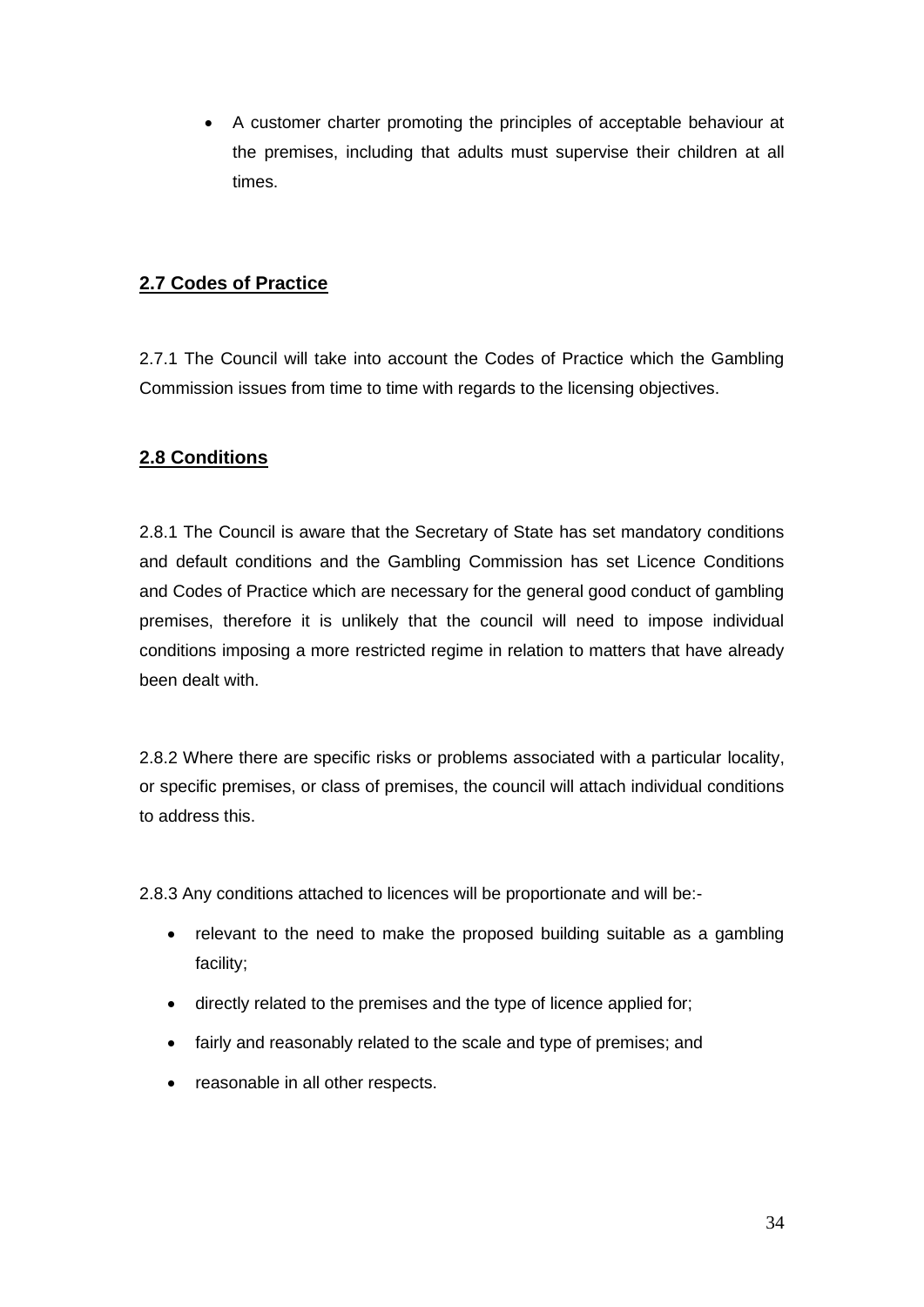- A customer charter promoting the principles of acceptable behaviour at the premises, including that adults must supervise their children at all times.

## 2.7 Codes of Practice

2.7.1 The Council will take into account the Codes of Practice which the Gambling Commission issues from time to time with regards to the licensing objectives.

## 2.8 Conditions

2.8.1 The Council is aware that the Secretary of State has set mandatory conditions and default conditions and the Gambling Commission has set Licence Conditions and Codes of Practice which are necessary for the general good conduct of gambling premises, therefore it is unlikely that the council will need to impose individual conditions imposing a more restricted regime in relation to matters that have already been dealt with.

2.8.2 Where there are specific risks or problems associated with a particular locality, or specific premises, or class of premises, the council will attach individual conditions to address this.

2.8.3 Any conditions attached to licences will be proportionate and will be:-

- relevant to the need to make the proposed building suitable as a gambling facility;
- directly related to the premises and the type of licence applied for;
- fairly and reasonably related to the scale and type of premises; and
- reasonable in all other respects.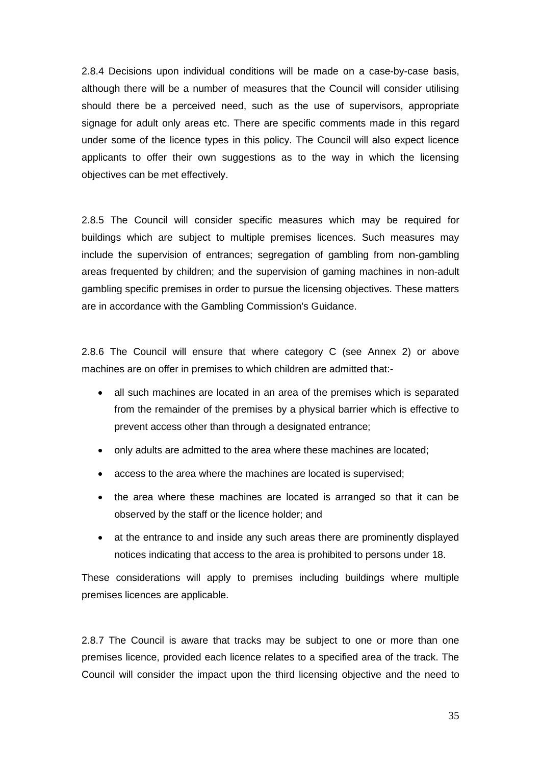2.8.4 Decisions upon individual conditions will be made on a case-by-case basis, although there will be a number of measures that the Council will consider utilising should there be a perceived need, such as the use of supervisors, appropriate signage for adult only areas etc. There are specific comments made in this regard under some of the licence types in this policy. The Council will also expect licence applicants to offer their own suggestions as to the way in which the licensing objectives can be met effectively.

2.8.5 The Council will consider specific measures which may be required for buildings which are subject to multiple premises licences. Such measures may include the supervision of entrances; segregation of gambling from non-gambling areas frequented by children; and the supervision of gaming machines in non-adult gambling specific premises in order to pursue the licensing objectives. These matters are in accordance with the Gambling Commission's Guidance.

2.8.6 The Council will ensure that where category C (see Annex 2) or above machines are on offer in premises to which children are admitted that:-

- all such machines are located in an area of the premises which is separated from the remainder of the premises by a physical barrier which is effective to prevent access other than through a designated entrance;
- only adults are admitted to the area where these machines are located;
- access to the area where the machines are located is supervised;
- the area where these machines are located is arranged so that it can be observed by the staff or the licence holder; and
- at the entrance to and inside any such areas there are prominently displayed notices indicating that access to the area is prohibited to persons under 18.

These considerations will apply to premises including buildings where multiple premises licences are applicable.

2.8.7 The Council is aware that tracks may be subject to one or more than one premises licence, provided each licence relates to a specified area of the track. The Council will consider the impact upon the third licensing objective and the need to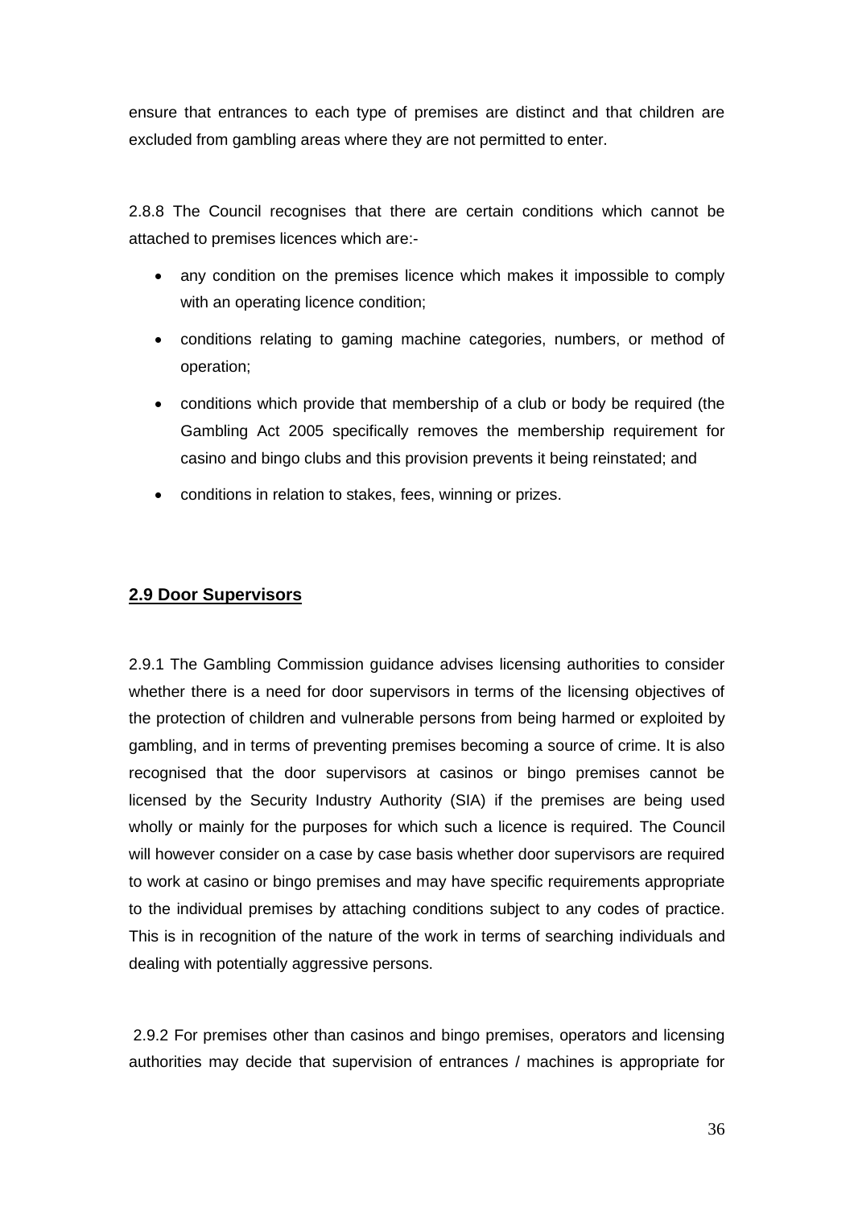ensure that entrances to each type of premises are distinct and that children are excluded from gambling areas where they are not permitted to enter.

2.8.8 The Council recognises that there are certain conditions which cannot be attached to premises licences which are:-

- any condition on the premises licence which makes it impossible to comply with an operating licence condition;
- conditions relating to gaming machine categories, numbers, or method of operation;
- conditions which provide that membership of a club or body be required (the Gambling Act 2005 specifically removes the membership requirement for casino and bingo clubs and this provision prevents it being reinstated; and
- conditions in relation to stakes, fees, winning or prizes.

## 2.9 Door Supervisors

2.9.1 The Gambling Commission guidance advises licensing authorities to consider whether there is a need for door supervisors in terms of the licensing objectives of the protection of children and vulnerable persons from being harmed or exploited by gambling, and in terms of preventing premises becoming a source of crime. It is also recognised that the door supervisors at casinos or bingo premises cannot be licensed by the Security Industry Authority (SIA) if the premises are being used wholly or mainly for the purposes for which such a licence is required. The Council will however consider on a case by case basis whether door supervisors are required to work at casino or bingo premises and may have specific requirements appropriate to the individual premises by attaching conditions subject to any codes of practice. This is in recognition of the nature of the work in terms of searching individuals and dealing with potentially aggressive persons.

2.9.2 For premises other than casinos and bingo premises, operators and licensing authorities may decide that supervision of entrances / machines is appropriate for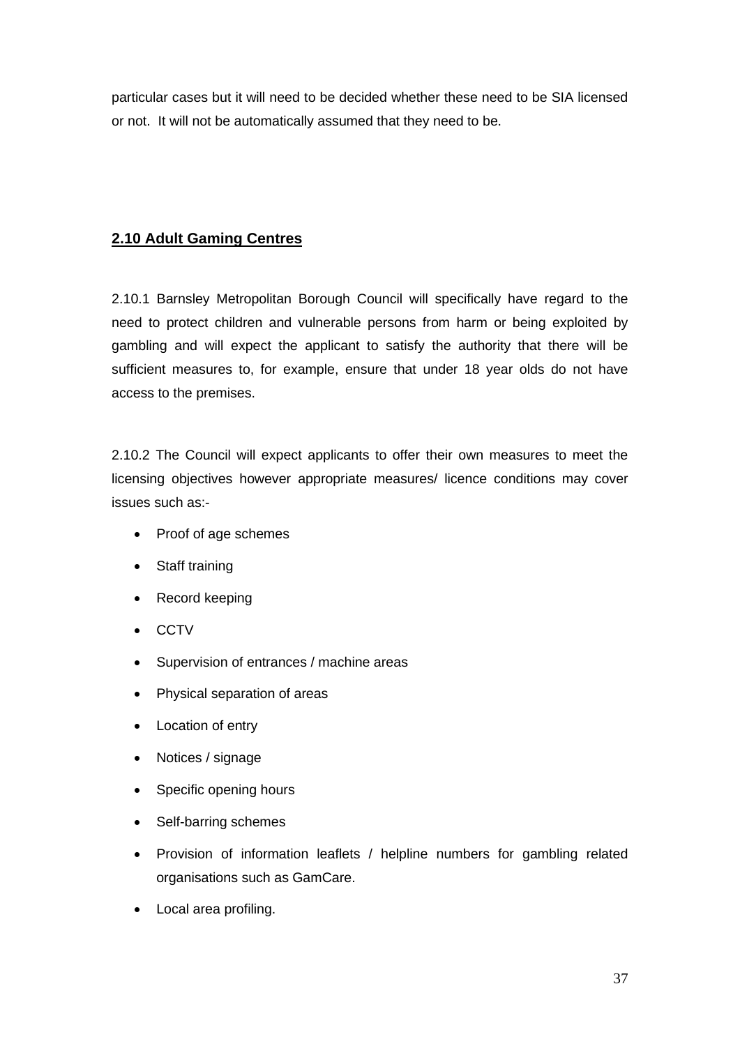particular cases but it will need to be decided whether these need to be SIA licensed or not. It will not be automatically assumed that they need to be.

## 2.10 Adult Gaming Centres

2.10.1 Barnsley Metropolitan Borough Council will specifically have regard to the need to protect children and vulnerable persons from harm or being exploited by gambling and will expect the applicant to satisfy the authority that there will be sufficient measures to, for example, ensure that under 18 year olds do not have access to the premises.

2.10.2 The Council will expect applicants to offer their own measures to meet the licensing objectives however appropriate measures/ licence conditions may cover issues such as:-

- Proof of age schemes
- Staff training
- Record keeping
- CCTV
- Supervision of entrances / machine areas
- Physical separation of areas
- Location of entry
- Notices / signage
- Specific opening hours
- Self-barring schemes
- Provision of information leaflets / helpline numbers for gambling related organisations such as GamCare.
- Local area profiling.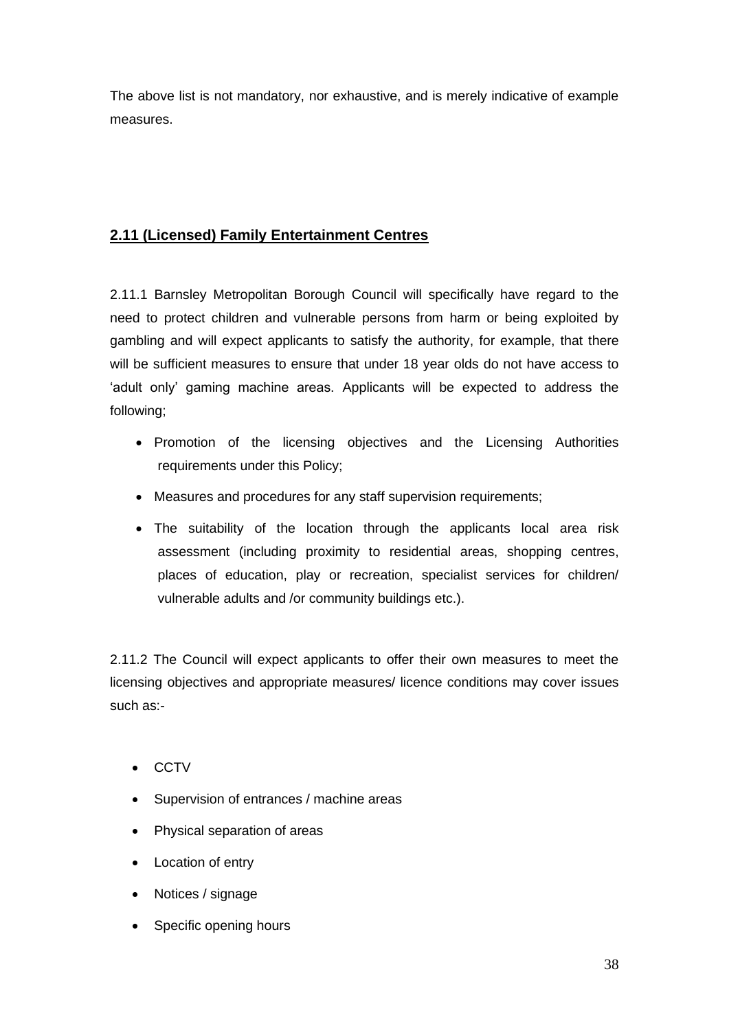The above list is not mandatory, nor exhaustive, and is merely indicative of example measures.

## **2.11 (Licensed) Family Entertainment Centres**

2.11.1 Barnsley Metropolitan Borough Council will specifically have regard to the need to protect children and vulnerable persons from harm or being exploited by gambling and will expect applicants to satisfy the authority, for example, that there will be sufficient measures to ensure that under 18 year olds do not have access to 'adult only' gaming machine areas. Applicants will be expected to address the following;

- Promotion of the licensing objectives and the Licensing Authorities requirements under this Policy;
- Measures and procedures for any staff supervision requirements;
- The suitability of the location through the applicants local area risk assessment (including proximity to residential areas, shopping centres, places of education, play or recreation, specialist services for children/ vulnerable adults and /or community buildings etc.).

2.11.2 The Council will expect applicants to offer their own measures to meet the licensing objectives and appropriate measures/ licence conditions may cover issues such as:-

- CCTV
- Supervision of entrances / machine areas
- Physical separation of areas
- Location of entry
- Notices / signage
- Specific opening hours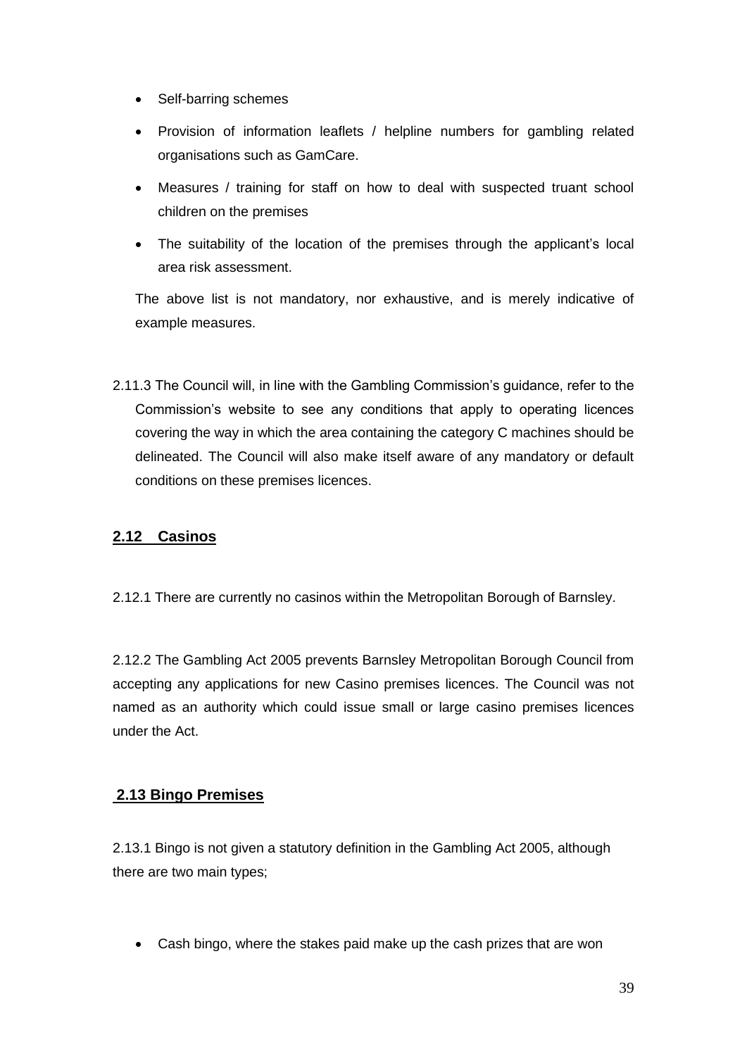- Self-barring schemes
- Provision of information leaflets / helpline numbers for gambling related organisations such as GamCare.
- Measures / training for staff on how to deal with suspected truant school children on the premises
- The suitability of the location of the premises through the applicant's local area risk assessment.

The above list is not mandatory, nor exhaustive, and is merely indicative of example measures.

2.11.3 The Council will, in line with the Gambling Commission's guidance, refer to the Commission's website to see any conditions that apply to operating licences covering the way in which the area containing the category C machines should be delineated. The Council will also make itself aware of any mandatory or default conditions on these premises licences.

## 2.12 Casinos

2.12.1 There are currently no casinos within the Metropolitan Borough of Barnsley.

2.12.2 The Gambling Act 2005 prevents Barnsley Metropolitan Borough Council from accepting any applications for new Casino premises licences. The Council was not named as an authority which could issue small or large casino premises licences under the Act.

## 2.13 Bingo Premises

2.13.1 Bingo is not given a statutory definition in the Gambling Act 2005, although there are two main types;

- Cash bingo, where the stakes paid make up the cash prizes that are won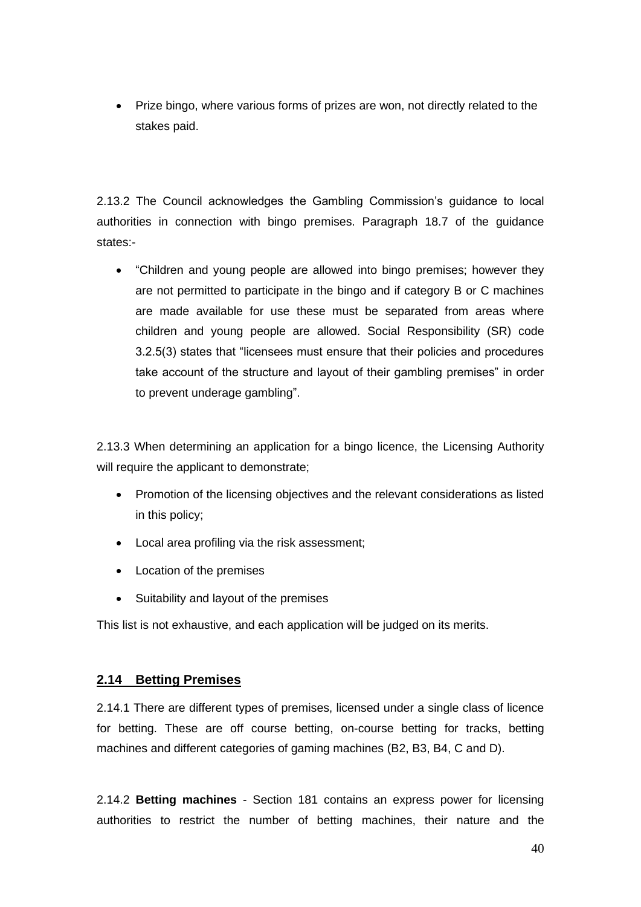- Prize bingo, where various forms of prizes are won, not directly related to the stakes paid.

2.13.2 The Council acknowledges the Gambling Commission's guidance to local authorities in connection with bingo premises. Paragraph 18.7 of the guidance states:-

- "Children and young people are allowed into bingo premises; however they are not permitted to participate in the bingo and if category B or C machines are made available for use these must be separated from areas where children and young people are allowed. Social Responsibility (SR) code 3.2.5(3) states that "licensees must ensure that their policies and procedures take account of the structure and layout of their gambling premises" in order to prevent underage gambling".

2.13.3 When determining an application for a bingo licence, the Licensing Authority will require the applicant to demonstrate;

- Promotion of the licensing objectives and the relevant considerations as listed in this policy;
- Local area profiling via the risk assessment;
- Location of the premises
- Suitability and layout of the premises

This list is not exhaustive, and each application will be judged on its merits.

## 2.14 Betting Premises

2.14.1 There are different types of premises, licensed under a single class of licence for betting. These are off course betting, on-course betting for tracks, betting machines and different categories of gaming machines (B2, B3, B4, C and D).

2.14.2 **Betting machines** - Section 181 contains an express power for licensing authorities to restrict the number of betting machines, their nature and the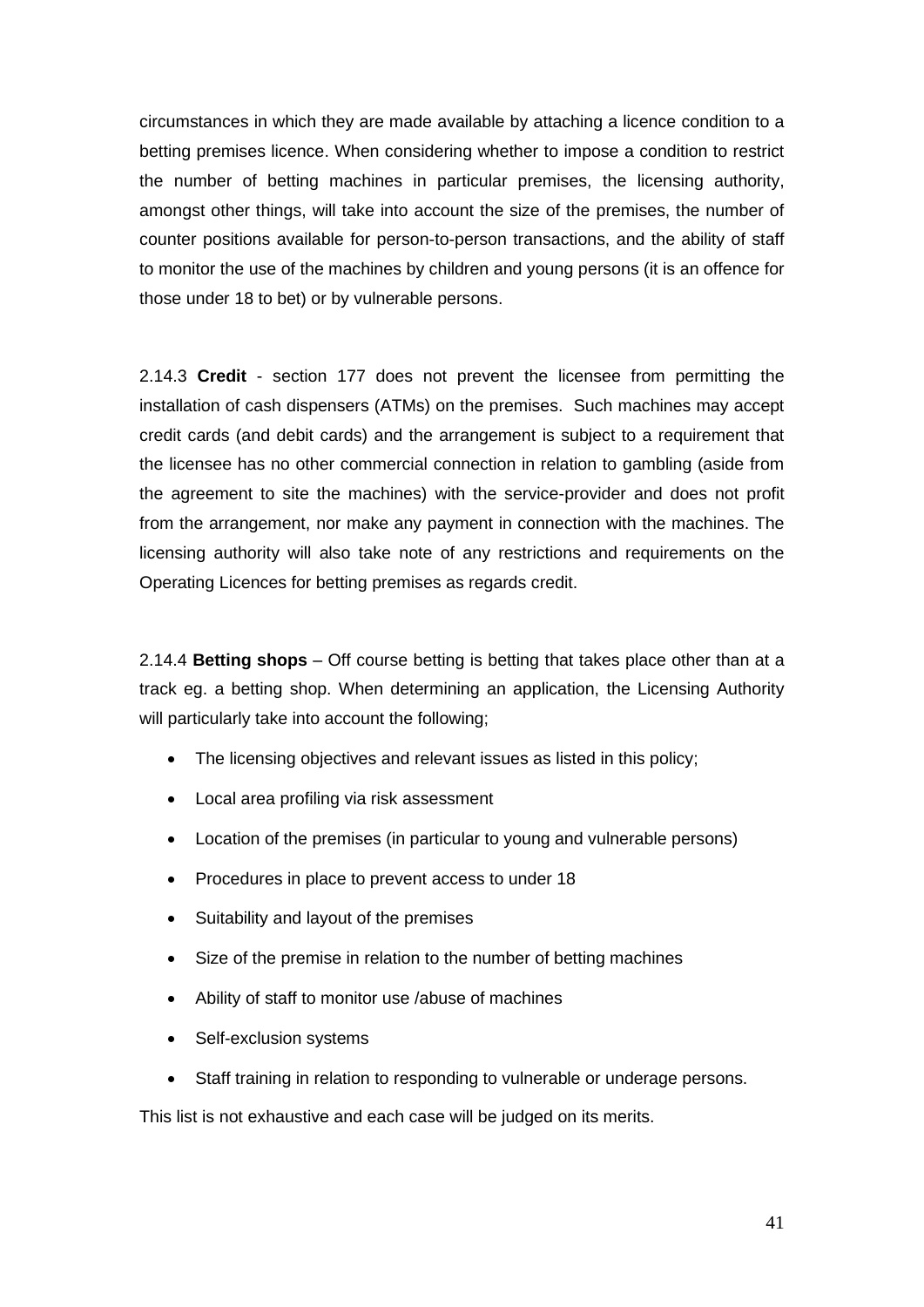circumstances in which they are made available by attaching a licence condition to a betting premises licence. When considering whether to impose a condition to restrict the number of betting machines in particular premises, the licensing authority, amongst other things, will take into account the size of the premises, the number of counter positions available for person-to-person transactions, and the ability of staff to monitor the use of the machines by children and young persons (it is an offence for those under 18 to bet) or by vulnerable persons.

2.14.3 **Credit** - section 177 does not prevent the licensee from permitting the installation of cash dispensers (ATMs) on the premises. Such machines may accept credit cards (and debit cards) and the arrangement is subject to a requirement that the licensee has no other commercial connection in relation to gambling (aside from the agreement to site the machines) with the service-provider and does not profit from the arrangement, nor make any payment in connection with the machines. The licensing authority will also take note of any restrictions and requirements on the Operating Licences for betting premises as regards credit.

2.14.4 **Betting shops** – Off course betting is betting that takes place other than at a track eg. a betting shop. When determining an application, the Licensing Authority will particularly take into account the following;

- The licensing objectives and relevant issues as listed in this policy;
- Local area profiling via risk assessment
- Location of the premises (in particular to young and vulnerable persons)
- Procedures in place to prevent access to under 18
- Suitability and layout of the premises
- Size of the premise in relation to the number of betting machines
- Ability of staff to monitor use /abuse of machines
- Self-exclusion systems
- Staff training in relation to responding to vulnerable or underage persons.

This list is not exhaustive and each case will be judged on its merits.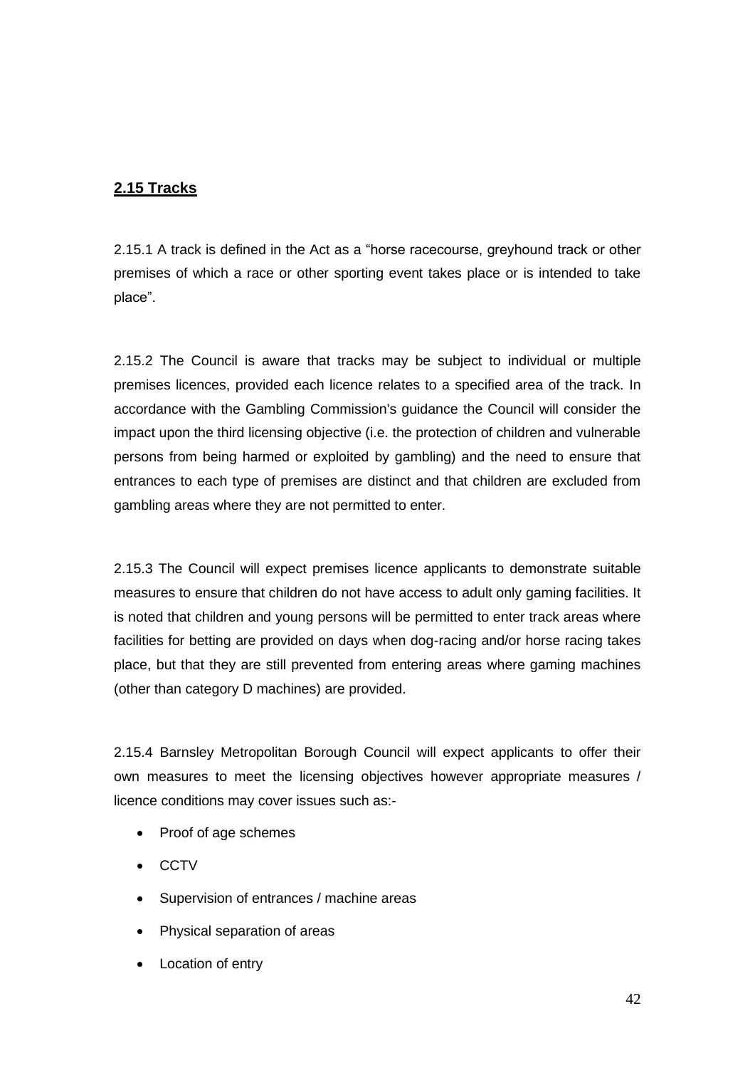## 2.15 Tracks

2.15.1 A track is defined in the Act as a "horse racecourse, greyhound track or other premises of which a race or other sporting event takes place or is intended to take place".

2.15.2 The Council is aware that tracks may be subject to individual or multiple premises licences, provided each licence relates to a specified area of the track. In accordance with the Gambling Commission's guidance the Council will consider the impact upon the third licensing objective (i.e. the protection of children and vulnerable persons from being harmed or exploited by gambling) and the need to ensure that entrances to each type of premises are distinct and that children are excluded from gambling areas where they are not permitted to enter.

2.15.3 The Council will expect premises licence applicants to demonstrate suitable measures to ensure that children do not have access to adult only gaming facilities. It is noted that children and young persons will be permitted to enter track areas where facilities for betting are provided on days when dog-racing and/or horse racing takes place, but that they are still prevented from entering areas where gaming machines (other than category D machines) are provided.

2.15.4 Barnsley Metropolitan Borough Council will expect applicants to offer their own measures to meet the licensing objectives however appropriate measures / licence conditions may cover issues such as:-

- Proof of age schemes
- CCTV
- Supervision of entrances / machine areas
- Physical separation of areas
- Location of entry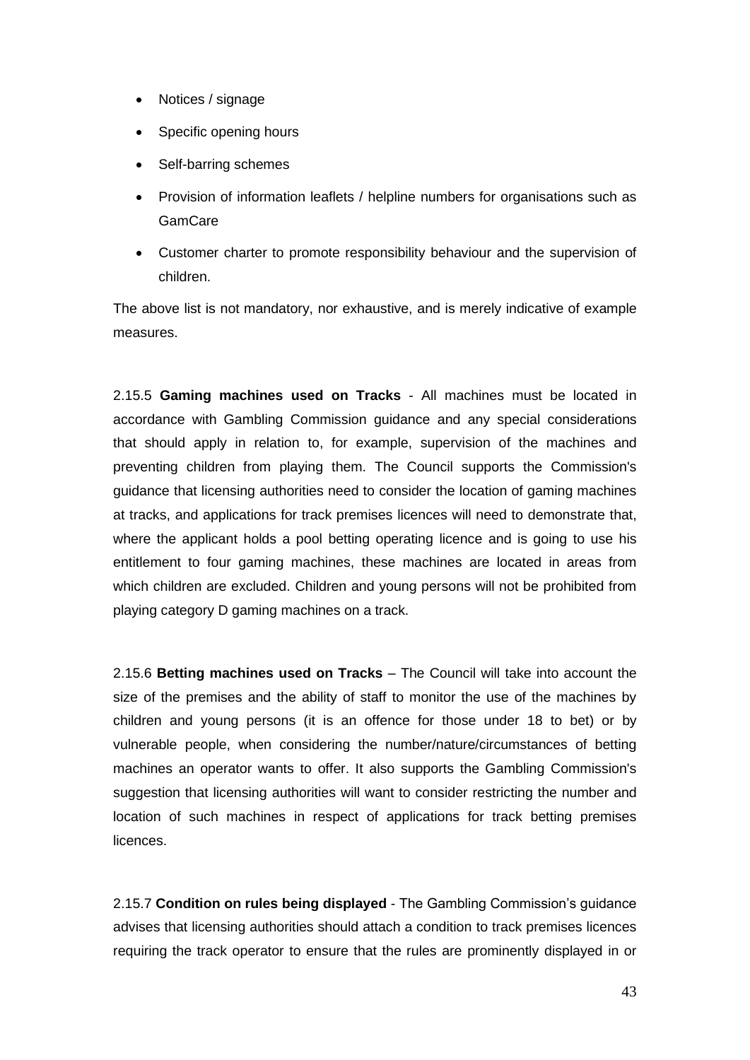- Notices / signage
- Specific opening hours
- Self-barring schemes
- Provision of information leaflets / helpline numbers for organisations such as GamCare
- Customer charter to promote responsibility behaviour and the supervision of children.

The above list is not mandatory, nor exhaustive, and is merely indicative of example measures.

2.15.5 **Gaming machines used on Tracks** - All machines must be located in accordance with Gambling Commission guidance and any special considerations that should apply in relation to, for example, supervision of the machines and preventing children from playing them. The Council supports the Commission's guidance that licensing authorities need to consider the location of gaming machines at tracks, and applications for track premises licences will need to demonstrate that, where the applicant holds a pool betting operating licence and is going to use his entitlement to four gaming machines, these machines are located in areas from which children are excluded. Children and young persons will not be prohibited from playing category D gaming machines on a track.

2.15.6 **Betting machines used on Tracks** – The Council will take into account the size of the premises and the ability of staff to monitor the use of the machines by children and young persons (it is an offence for those under 18 to bet) or by vulnerable people, when considering the number/nature/circumstances of betting machines an operator wants to offer. It also supports the Gambling Commission's suggestion that licensing authorities will want to consider restricting the number and location of such machines in respect of applications for track betting premises licences.

2.15.7 **Condition on rules being displayed** - The Gambling Commission's guidance advises that licensing authorities should attach a condition to track premises licences requiring the track operator to ensure that the rules are prominently displayed in or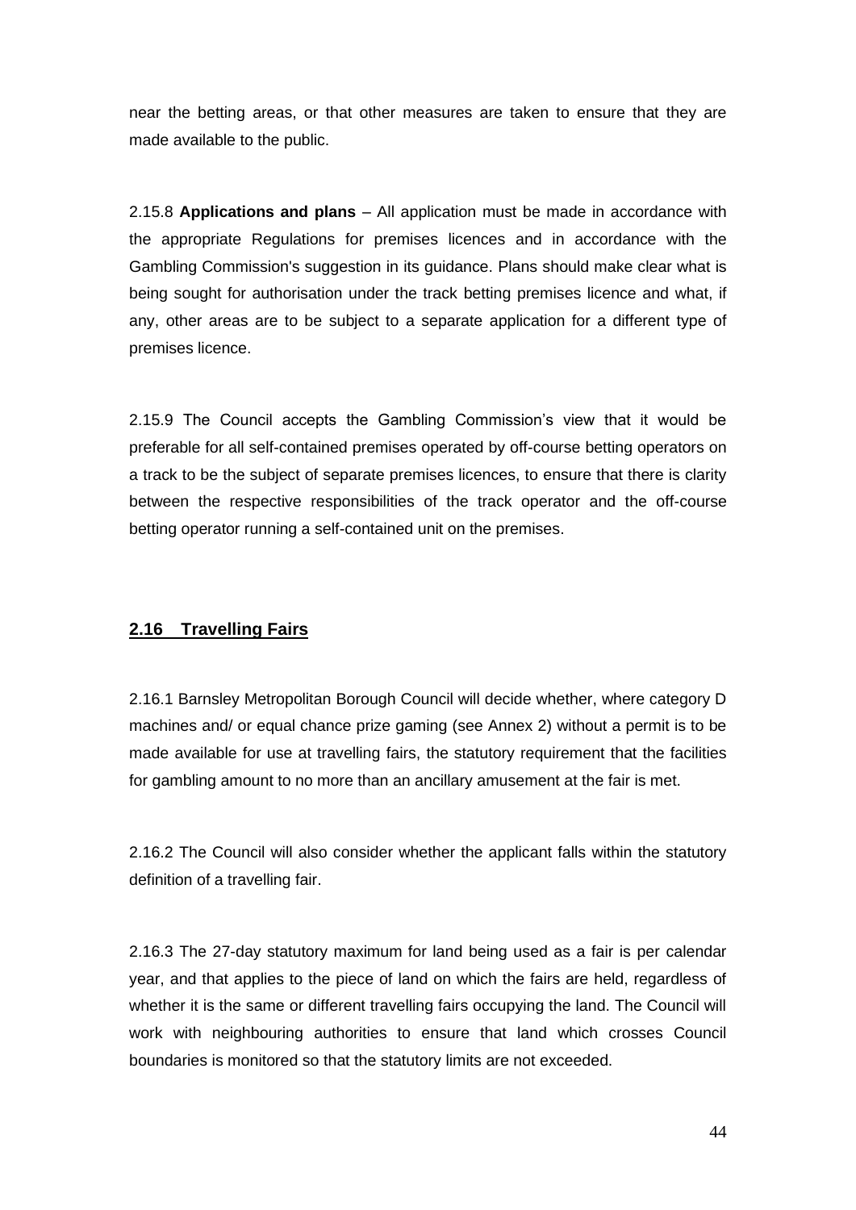near the betting areas, or that other measures are taken to ensure that they are made available to the public.

2.15.8 **Applications and plans** – All application must be made in accordance with the appropriate Regulations for premises licences and in accordance with the Gambling Commission's suggestion in its guidance. Plans should make clear what is being sought for authorisation under the track betting premises licence and what, if any, other areas are to be subject to a separate application for a different type of premises licence.

2.15.9 The Council accepts the Gambling Commission's view that it would be preferable for all self-contained premises operated by off-course betting operators on a track to be the subject of separate premises licences, to ensure that there is clarity between the respective responsibilities of the track operator and the off-course betting operator running a self-contained unit on the premises.

## 2.16 Travelling Fairs

2.16.1 Barnsley Metropolitan Borough Council will decide whether, where category D machines and/ or equal chance prize gaming (see Annex 2) without a permit is to be made available for use at travelling fairs, the statutory requirement that the facilities for gambling amount to no more than an ancillary amusement at the fair is met.

2.16.2 The Council will also consider whether the applicant falls within the statutory definition of a travelling fair.

2.16.3 The 27-day statutory maximum for land being used as a fair is per calendar year, and that applies to the piece of land on which the fairs are held, regardless of whether it is the same or different travelling fairs occupying the land. The Council will work with neighbouring authorities to ensure that land which crosses Council boundaries is monitored so that the statutory limits are not exceeded.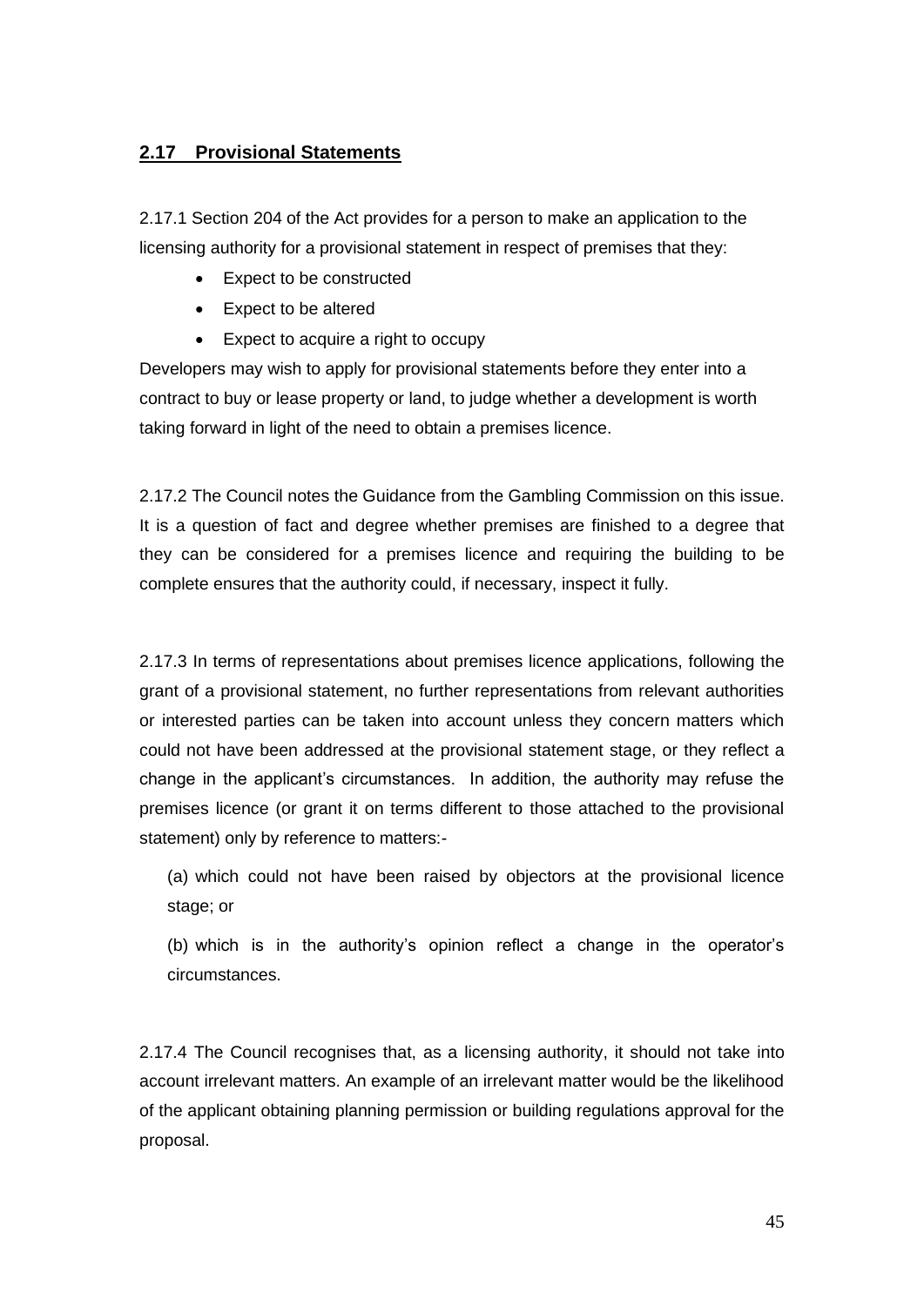## 2.17 Provisional Statements

2.17.1 Section 204 of the Act provides for a person to make an application to the licensing authority for a provisional statement in respect of premises that they:

- Expect to be constructed
- Expect to be altered
- Expect to acquire a right to occupy

Developers may wish to apply for provisional statements before they enter into a contract to buy or lease property or land, to judge whether a development is worth taking forward in light of the need to obtain a premises licence.

2.17.2 The Council notes the Guidance from the Gambling Commission on this issue. It is a question of fact and degree whether premises are finished to a degree that they can be considered for a premises licence and requiring the building to be complete ensures that the authority could, if necessary, inspect it fully.

2.17.3 In terms of representations about premises licence applications, following the grant of a provisional statement, no further representations from relevant authorities or interested parties can be taken into account unless they concern matters which could not have been addressed at the provisional statement stage, or they reflect a change in the applicant's circumstances. In addition, the authority may refuse the premises licence (or grant it on terms different to those attached to the provisional statement) only by reference to matters:-

(a) which could not have been raised by objectors at the provisional licence stage; or

(b) which is in the authority's opinion reflect a change in the operator's circumstances.

2.17.4 The Council recognises that, as a licensing authority, it should not take into account irrelevant matters. An example of an irrelevant matter would be the likelihood of the applicant obtaining planning permission or building regulations approval for the proposal.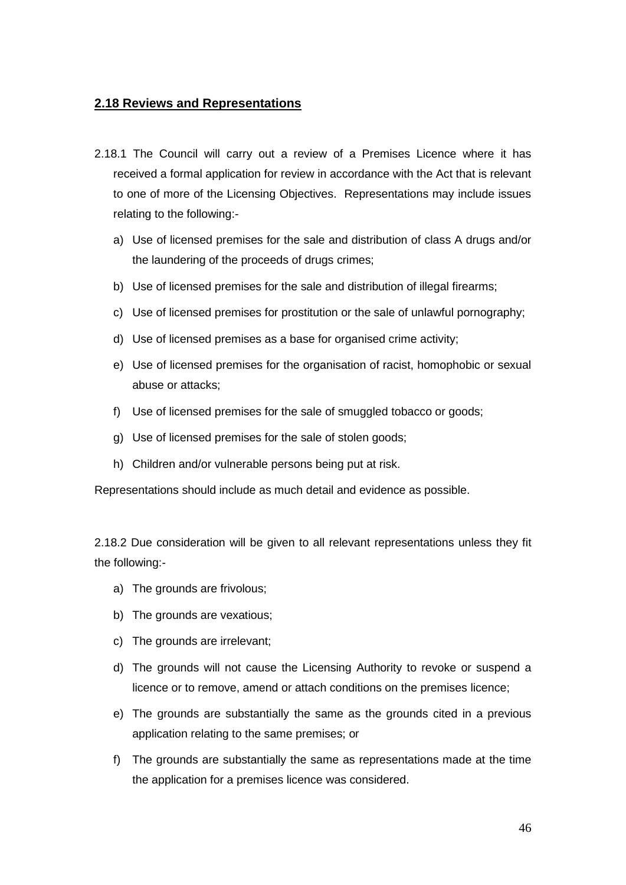## 2.18 Reviews and Representations

2.18.1 The Council will carry out a review of a Premises Licence where it has received a formal application for review in accordance with the Act that is relevant to one of more of the Licensing Objectives. Representations may include issues relating to the following:-

a) Use of licensed premises for the sale and distribution of class A drugs and/or the laundering of the proceeds of drugs crimes;
b) Use of licensed premises for the sale and distribution of illegal firearms;
c) Use of licensed premises for prostitution or the sale of unlawful pornography;
d) Use of licensed premises as a base for organised crime activity;
e) Use of licensed premises for the organisation of racist, homophobic or sexual abuse or attacks;
f) Use of licensed premises for the sale of smuggled tobacco or goods;
g) Use of licensed premises for the sale of stolen goods;
h) Children and/or vulnerable persons being put at risk.

Representations should include as much detail and evidence as possible.

2.18.2 Due consideration will be given to all relevant representations unless they fit the following:-

a) The grounds are frivolous;
b) The grounds are vexatious;
c) The grounds are irrelevant;
d) The grounds will not cause the Licensing Authority to revoke or suspend a licence or to remove, amend or attach conditions on the premises licence;
e) The grounds are substantially the same as the grounds cited in a previous application relating to the same premises; or
f) The grounds are substantially the same as representations made at the time the application for a premises licence was considered.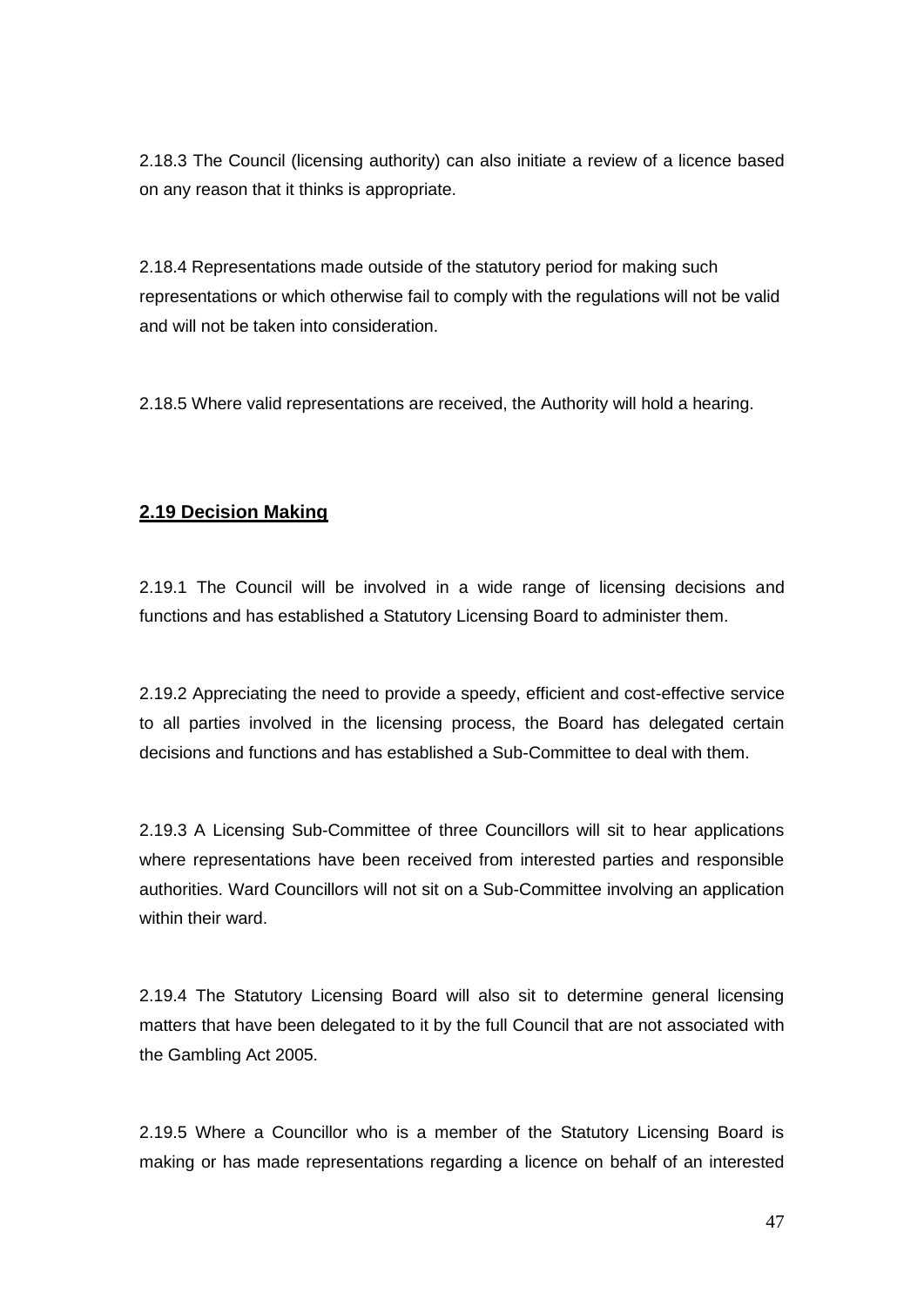2.18.3 The Council (licensing authority) can also initiate a review of a licence based on any reason that it thinks is appropriate.

2.18.4 Representations made outside of the statutory period for making such representations or which otherwise fail to comply with the regulations will not be valid and will not be taken into consideration.

2.18.5 Where valid representations are received, the Authority will hold a hearing.

## **2.19 Decision Making**

2.19.1 The Council will be involved in a wide range of licensing decisions and functions and has established a Statutory Licensing Board to administer them.

2.19.2 Appreciating the need to provide a speedy, efficient and cost-effective service to all parties involved in the licensing process, the Board has delegated certain decisions and functions and has established a Sub-Committee to deal with them.

2.19.3 A Licensing Sub-Committee of three Councillors will sit to hear applications where representations have been received from interested parties and responsible authorities. Ward Councillors will not sit on a Sub-Committee involving an application within their ward.

2.19.4 The Statutory Licensing Board will also sit to determine general licensing matters that have been delegated to it by the full Council that are not associated with the Gambling Act 2005.

2.19.5 Where a Councillor who is a member of the Statutory Licensing Board is making or has made representations regarding a licence on behalf of an interested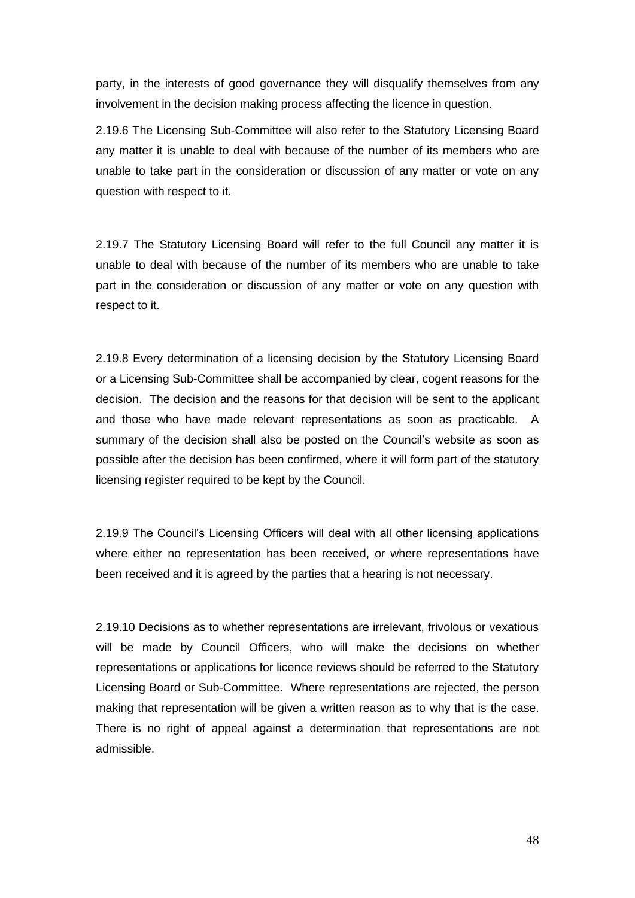party, in the interests of good governance they will disqualify themselves from any involvement in the decision making process affecting the licence in question.

2.19.6 The Licensing Sub-Committee will also refer to the Statutory Licensing Board any matter it is unable to deal with because of the number of its members who are unable to take part in the consideration or discussion of any matter or vote on any question with respect to it.

2.19.7 The Statutory Licensing Board will refer to the full Council any matter it is unable to deal with because of the number of its members who are unable to take part in the consideration or discussion of any matter or vote on any question with respect to it.

2.19.8 Every determination of a licensing decision by the Statutory Licensing Board or a Licensing Sub-Committee shall be accompanied by clear, cogent reasons for the decision. The decision and the reasons for that decision will be sent to the applicant and those who have made relevant representations as soon as practicable. A summary of the decision shall also be posted on the Council's website as soon as possible after the decision has been confirmed, where it will form part of the statutory licensing register required to be kept by the Council.

2.19.9 The Council's Licensing Officers will deal with all other licensing applications where either no representation has been received, or where representations have been received and it is agreed by the parties that a hearing is not necessary.

2.19.10 Decisions as to whether representations are irrelevant, frivolous or vexatious will be made by Council Officers, who will make the decisions on whether representations or applications for licence reviews should be referred to the Statutory Licensing Board or Sub-Committee. Where representations are rejected, the person making that representation will be given a written reason as to why that is the case. There is no right of appeal against a determination that representations are not admissible.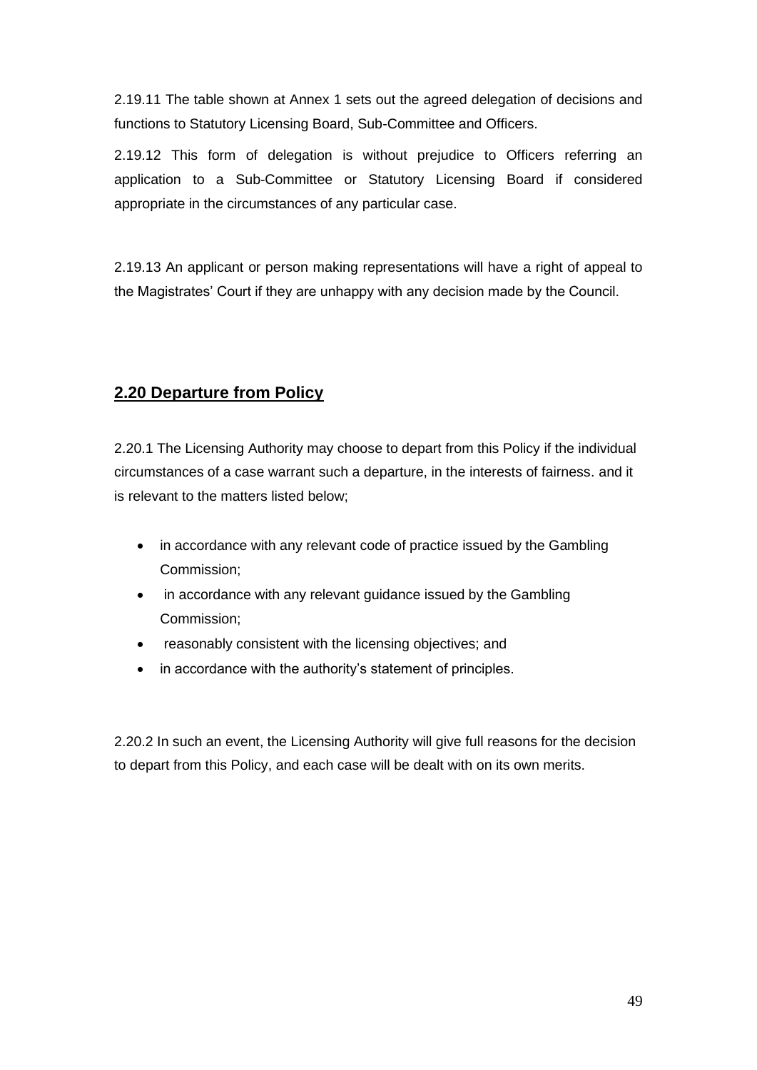2.19.11 The table shown at Annex 1 sets out the agreed delegation of decisions and functions to Statutory Licensing Board, Sub-Committee and Officers.

2.19.12 This form of delegation is without prejudice to Officers referring an application to a Sub-Committee or Statutory Licensing Board if considered appropriate in the circumstances of any particular case.

2.19.13 An applicant or person making representations will have a right of appeal to the Magistrates' Court if they are unhappy with any decision made by the Council.

## 2.20 Departure from Policy

2.20.1 The Licensing Authority may choose to depart from this Policy if the individual circumstances of a case warrant such a departure, in the interests of fairness. and it is relevant to the matters listed below;

- in accordance with any relevant code of practice issued by the Gambling Commission;
- in accordance with any relevant guidance issued by the Gambling Commission;
- reasonably consistent with the licensing objectives; and
- in accordance with the authority's statement of principles.

2.20.2 In such an event, the Licensing Authority will give full reasons for the decision to depart from this Policy, and each case will be dealt with on its own merits.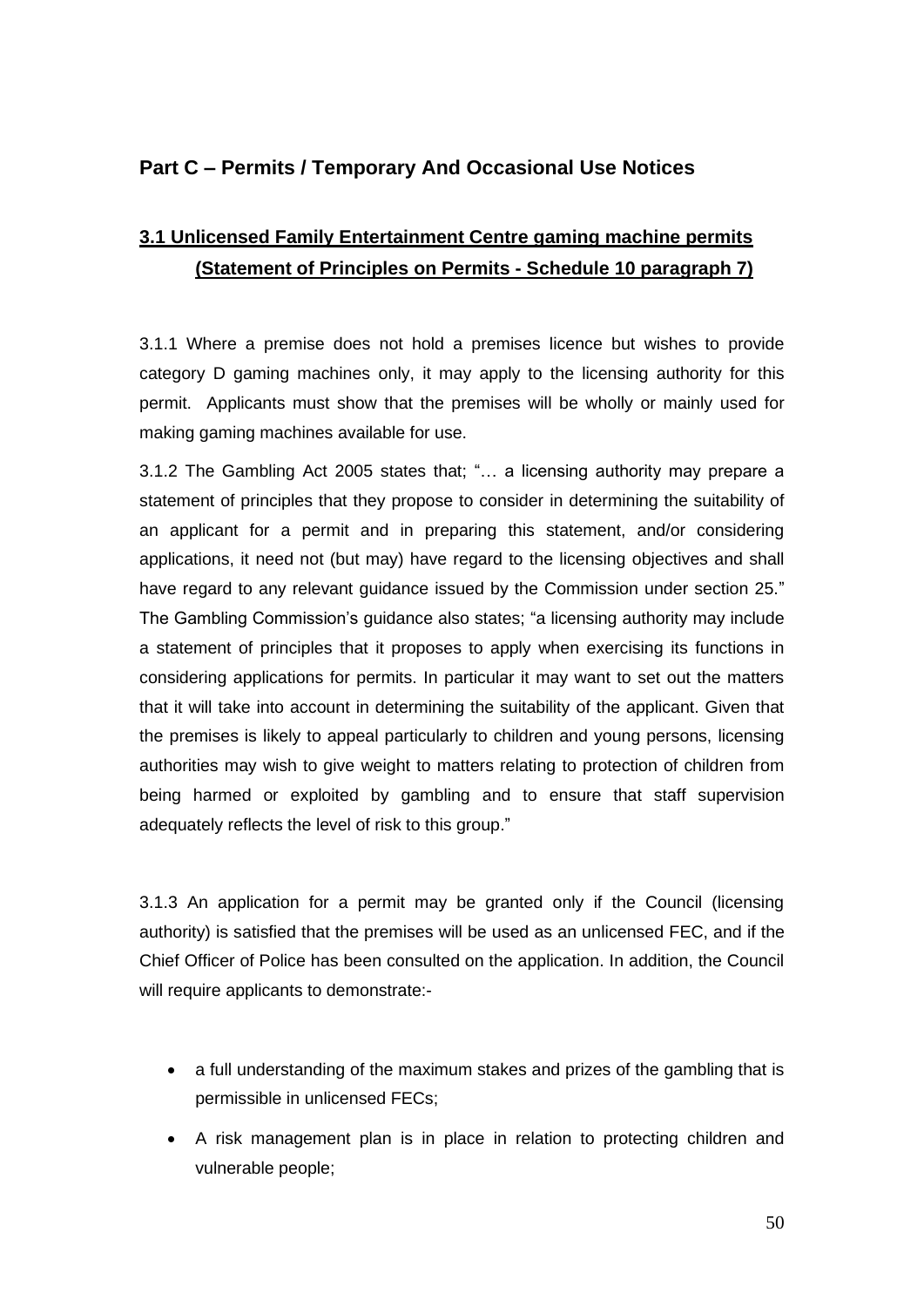## Part C – Permits / Temporary And Occasional Use Notices

### 3.1 Unlicensed Family Entertainment Centre gaming machine permits (Statement of Principles on Permits - Schedule 10 paragraph 7)

3.1.1 Where a premise does not hold a premises licence but wishes to provide category D gaming machines only, it may apply to the licensing authority for this permit. Applicants must show that the premises will be wholly or mainly used for making gaming machines available for use.

3.1.2 The Gambling Act 2005 states that; "… a licensing authority may prepare a statement of principles that they propose to consider in determining the suitability of an applicant for a permit and in preparing this statement, and/or considering applications, it need not (but may) have regard to the licensing objectives and shall have regard to any relevant guidance issued by the Commission under section 25." The Gambling Commission's guidance also states; "a licensing authority may include a statement of principles that it proposes to apply when exercising its functions in considering applications for permits. In particular it may want to set out the matters that it will take into account in determining the suitability of the applicant. Given that the premises is likely to appeal particularly to children and young persons, licensing authorities may wish to give weight to matters relating to protection of children from being harmed or exploited by gambling and to ensure that staff supervision adequately reflects the level of risk to this group."

3.1.3 An application for a permit may be granted only if the Council (licensing authority) is satisfied that the premises will be used as an unlicensed FEC, and if the Chief Officer of Police has been consulted on the application. In addition, the Council will require applicants to demonstrate:-

- a full understanding of the maximum stakes and prizes of the gambling that is permissible in unlicensed FECs;
- A risk management plan is in place in relation to protecting children and vulnerable people;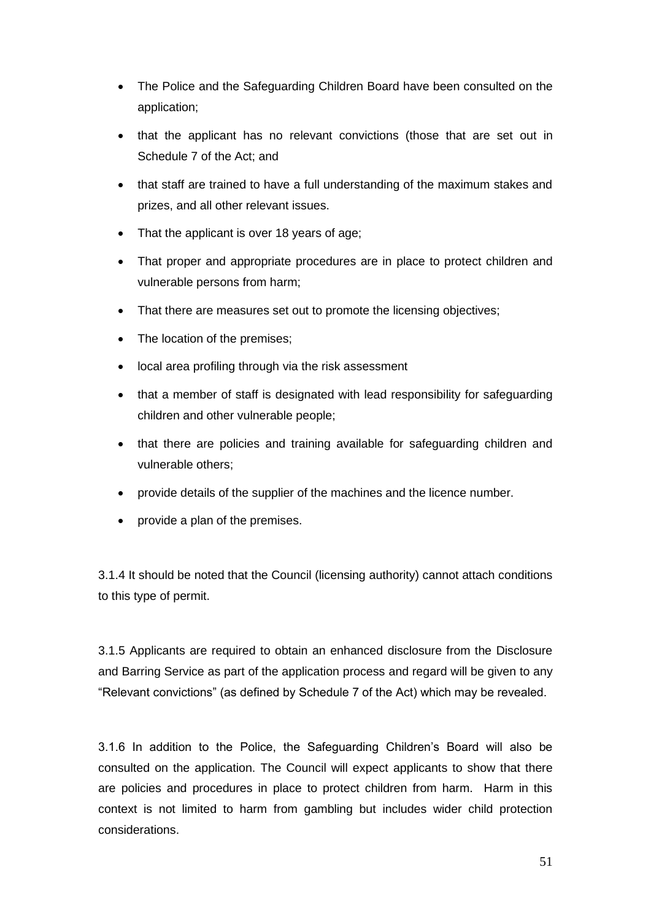- The Police and the Safeguarding Children Board have been consulted on the application;
- that the applicant has no relevant convictions (those that are set out in Schedule 7 of the Act; and
- that staff are trained to have a full understanding of the maximum stakes and prizes, and all other relevant issues.
- That the applicant is over 18 years of age;
- That proper and appropriate procedures are in place to protect children and vulnerable persons from harm;
- That there are measures set out to promote the licensing objectives;
- The location of the premises;
- local area profiling through via the risk assessment
- that a member of staff is designated with lead responsibility for safeguarding children and other vulnerable people;
- that there are policies and training available for safeguarding children and vulnerable others;
- provide details of the supplier of the machines and the licence number.
- provide a plan of the premises.

3.1.4 It should be noted that the Council (licensing authority) cannot attach conditions to this type of permit.

3.1.5 Applicants are required to obtain an enhanced disclosure from the Disclosure and Barring Service as part of the application process and regard will be given to any "Relevant convictions" (as defined by Schedule 7 of the Act) which may be revealed.

3.1.6 In addition to the Police, the Safeguarding Children's Board will also be consulted on the application. The Council will expect applicants to show that there are policies and procedures in place to protect children from harm. Harm in this context is not limited to harm from gambling but includes wider child protection considerations.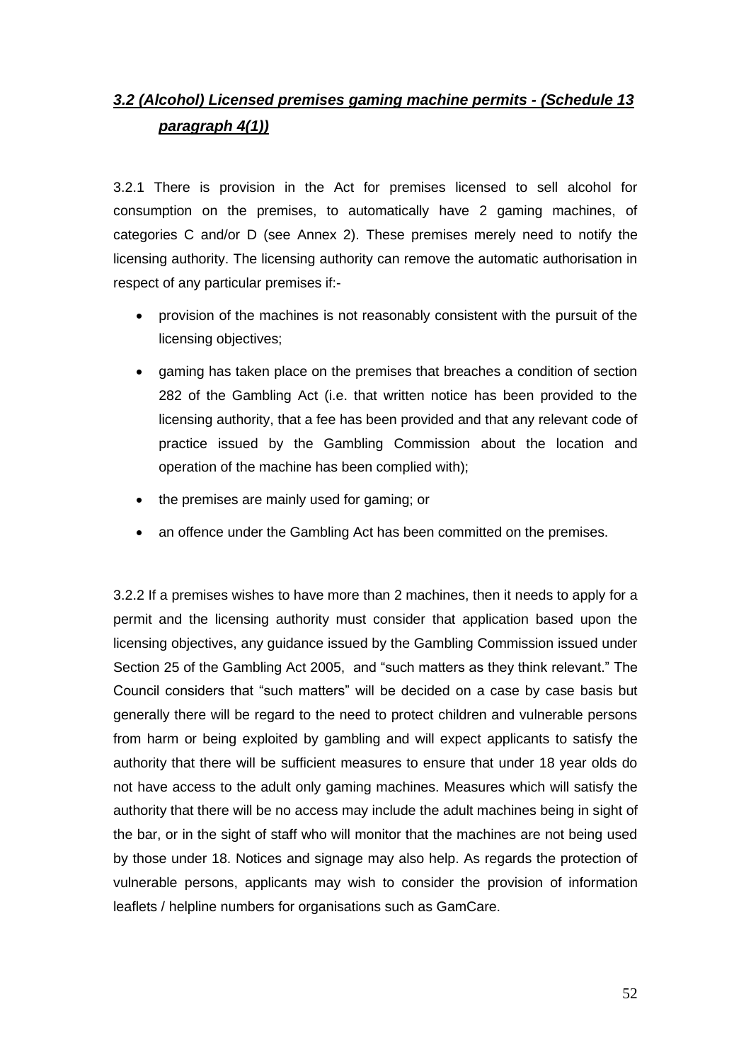## *3.2 (Alcohol) Licensed premises gaming machine permits - (Schedule 13 paragraph 4(1))*

3.2.1 There is provision in the Act for premises licensed to sell alcohol for consumption on the premises, to automatically have 2 gaming machines, of categories C and/or D (see Annex 2). These premises merely need to notify the licensing authority. The licensing authority can remove the automatic authorisation in respect of any particular premises if:-

- provision of the machines is not reasonably consistent with the pursuit of the licensing objectives;
- gaming has taken place on the premises that breaches a condition of section 282 of the Gambling Act (i.e. that written notice has been provided to the licensing authority, that a fee has been provided and that any relevant code of practice issued by the Gambling Commission about the location and operation of the machine has been complied with);
- the premises are mainly used for gaming; or
- an offence under the Gambling Act has been committed on the premises.

3.2.2 If a premises wishes to have more than 2 machines, then it needs to apply for a permit and the licensing authority must consider that application based upon the licensing objectives, any guidance issued by the Gambling Commission issued under Section 25 of the Gambling Act 2005, and "such matters as they think relevant." The Council considers that "such matters" will be decided on a case by case basis but generally there will be regard to the need to protect children and vulnerable persons from harm or being exploited by gambling and will expect applicants to satisfy the authority that there will be sufficient measures to ensure that under 18 year olds do not have access to the adult only gaming machines. Measures which will satisfy the authority that there will be no access may include the adult machines being in sight of the bar, or in the sight of staff who will monitor that the machines are not being used by those under 18. Notices and signage may also help. As regards the protection of vulnerable persons, applicants may wish to consider the provision of information leaflets / helpline numbers for organisations such as GamCare.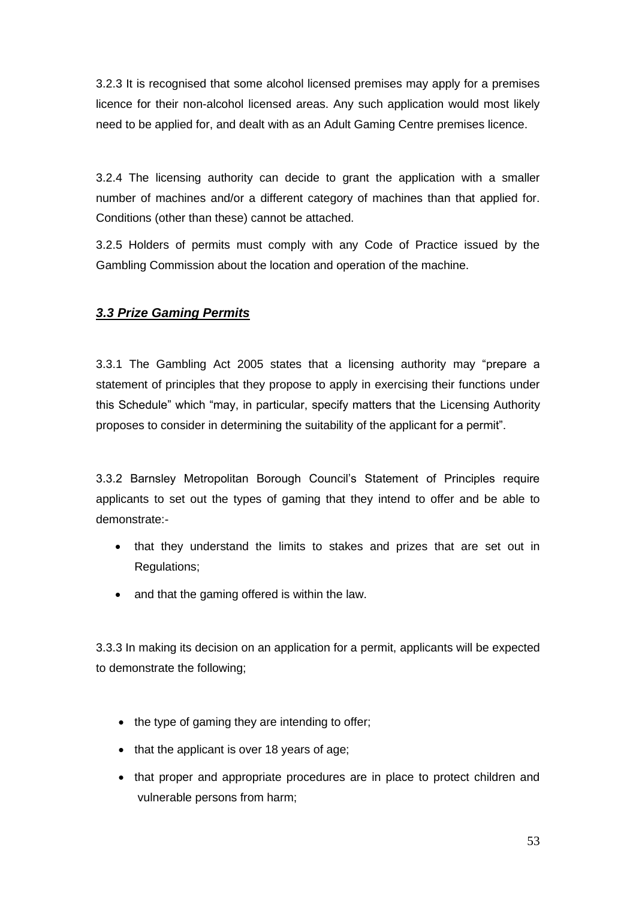3.2.3 It is recognised that some alcohol licensed premises may apply for a premises licence for their non-alcohol licensed areas. Any such application would most likely need to be applied for, and dealt with as an Adult Gaming Centre premises licence.

3.2.4 The licensing authority can decide to grant the application with a smaller number of machines and/or a different category of machines than that applied for. Conditions (other than these) cannot be attached.

3.2.5 Holders of permits must comply with any Code of Practice issued by the Gambling Commission about the location and operation of the machine.

### ***3.3 Prize Gaming Permits***

3.3.1 The Gambling Act 2005 states that a licensing authority may "prepare a statement of principles that they propose to apply in exercising their functions under this Schedule" which "may, in particular, specify matters that the Licensing Authority proposes to consider in determining the suitability of the applicant for a permit".

3.3.2 Barnsley Metropolitan Borough Council's Statement of Principles require applicants to set out the types of gaming that they intend to offer and be able to demonstrate:-

- that they understand the limits to stakes and prizes that are set out in Regulations;
- and that the gaming offered is within the law.

3.3.3 In making its decision on an application for a permit, applicants will be expected to demonstrate the following;

- the type of gaming they are intending to offer;
- that the applicant is over 18 years of age;
- that proper and appropriate procedures are in place to protect children and vulnerable persons from harm;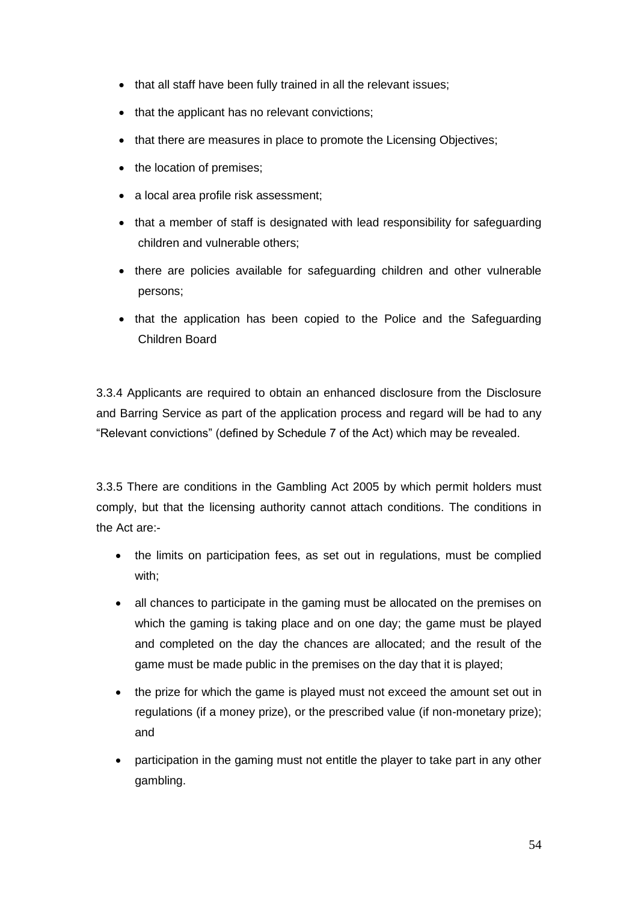- that all staff have been fully trained in all the relevant issues;
- that the applicant has no relevant convictions;
- that there are measures in place to promote the Licensing Objectives;
- the location of premises;
- a local area profile risk assessment;
- that a member of staff is designated with lead responsibility for safeguarding children and vulnerable others;
- there are policies available for safeguarding children and other vulnerable persons;
- that the application has been copied to the Police and the Safeguarding Children Board

3.3.4 Applicants are required to obtain an enhanced disclosure from the Disclosure and Barring Service as part of the application process and regard will be had to any "Relevant convictions" (defined by Schedule 7 of the Act) which may be revealed.

3.3.5 There are conditions in the Gambling Act 2005 by which permit holders must comply, but that the licensing authority cannot attach conditions. The conditions in the Act are:-

- the limits on participation fees, as set out in regulations, must be complied with;
- all chances to participate in the gaming must be allocated on the premises on which the gaming is taking place and on one day; the game must be played and completed on the day the chances are allocated; and the result of the game must be made public in the premises on the day that it is played;
- the prize for which the game is played must not exceed the amount set out in regulations (if a money prize), or the prescribed value (if non-monetary prize); and
- participation in the gaming must not entitle the player to take part in any other gambling.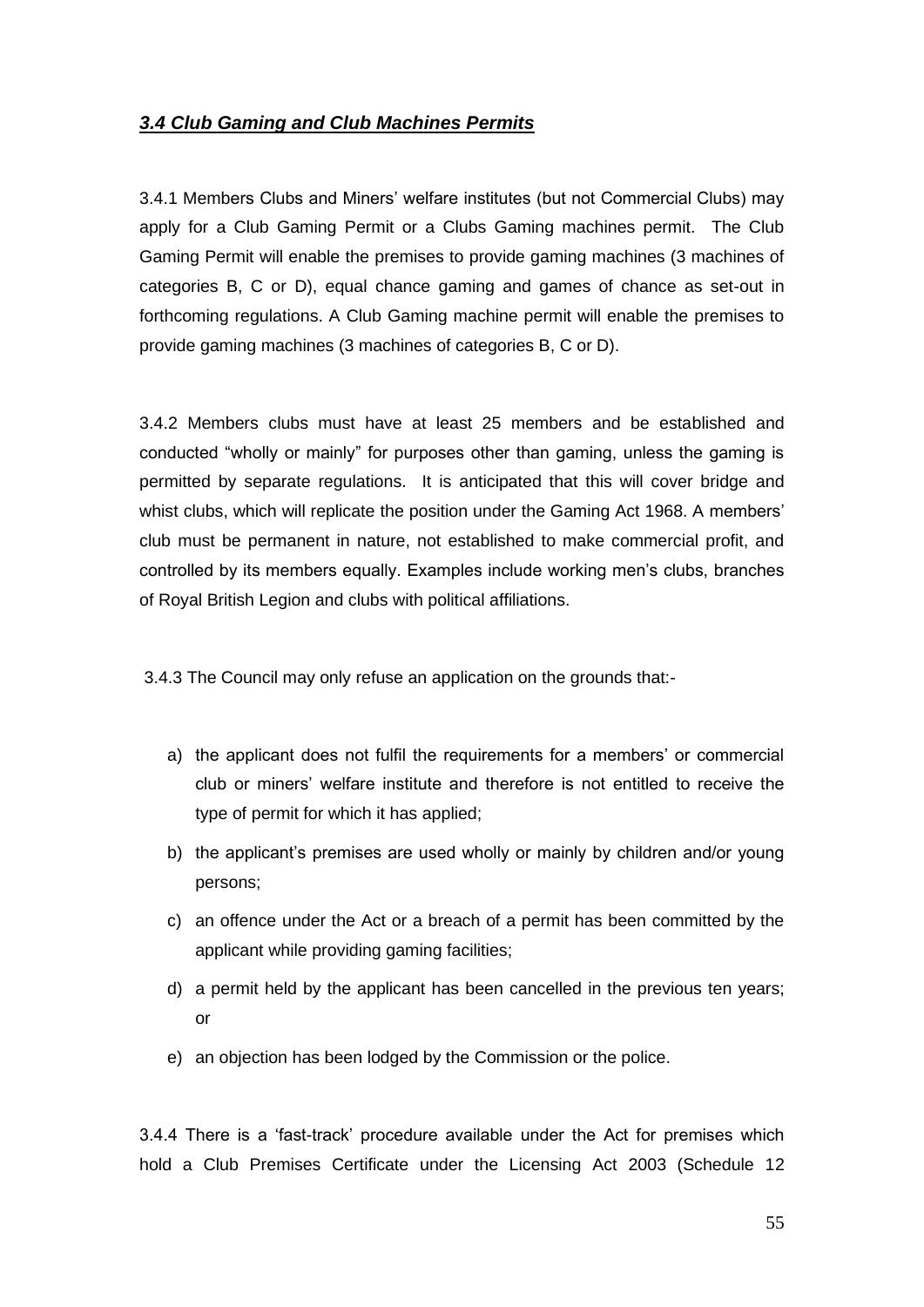### ***3.4 Club Gaming and Club Machines Permits***

3.4.1 Members Clubs and Miners' welfare institutes (but not Commercial Clubs) may apply for a Club Gaming Permit or a Clubs Gaming machines permit. The Club Gaming Permit will enable the premises to provide gaming machines (3 machines of categories B, C or D), equal chance gaming and games of chance as set-out in forthcoming regulations. A Club Gaming machine permit will enable the premises to provide gaming machines (3 machines of categories B, C or D).

3.4.2 Members clubs must have at least 25 members and be established and conducted "wholly or mainly" for purposes other than gaming, unless the gaming is permitted by separate regulations. It is anticipated that this will cover bridge and whist clubs, which will replicate the position under the Gaming Act 1968. A members' club must be permanent in nature, not established to make commercial profit, and controlled by its members equally. Examples include working men's clubs, branches of Royal British Legion and clubs with political affiliations.

3.4.3 The Council may only refuse an application on the grounds that:-

a) the applicant does not fulfil the requirements for a members' or commercial club or miners' welfare institute and therefore is not entitled to receive the type of permit for which it has applied;
b) the applicant's premises are used wholly or mainly by children and/or young persons;
c) an offence under the Act or a breach of a permit has been committed by the applicant while providing gaming facilities;
d) a permit held by the applicant has been cancelled in the previous ten years; or
e) an objection has been lodged by the Commission or the police.

3.4.4 There is a 'fast-track' procedure available under the Act for premises which hold a Club Premises Certificate under the Licensing Act 2003 (Schedule 12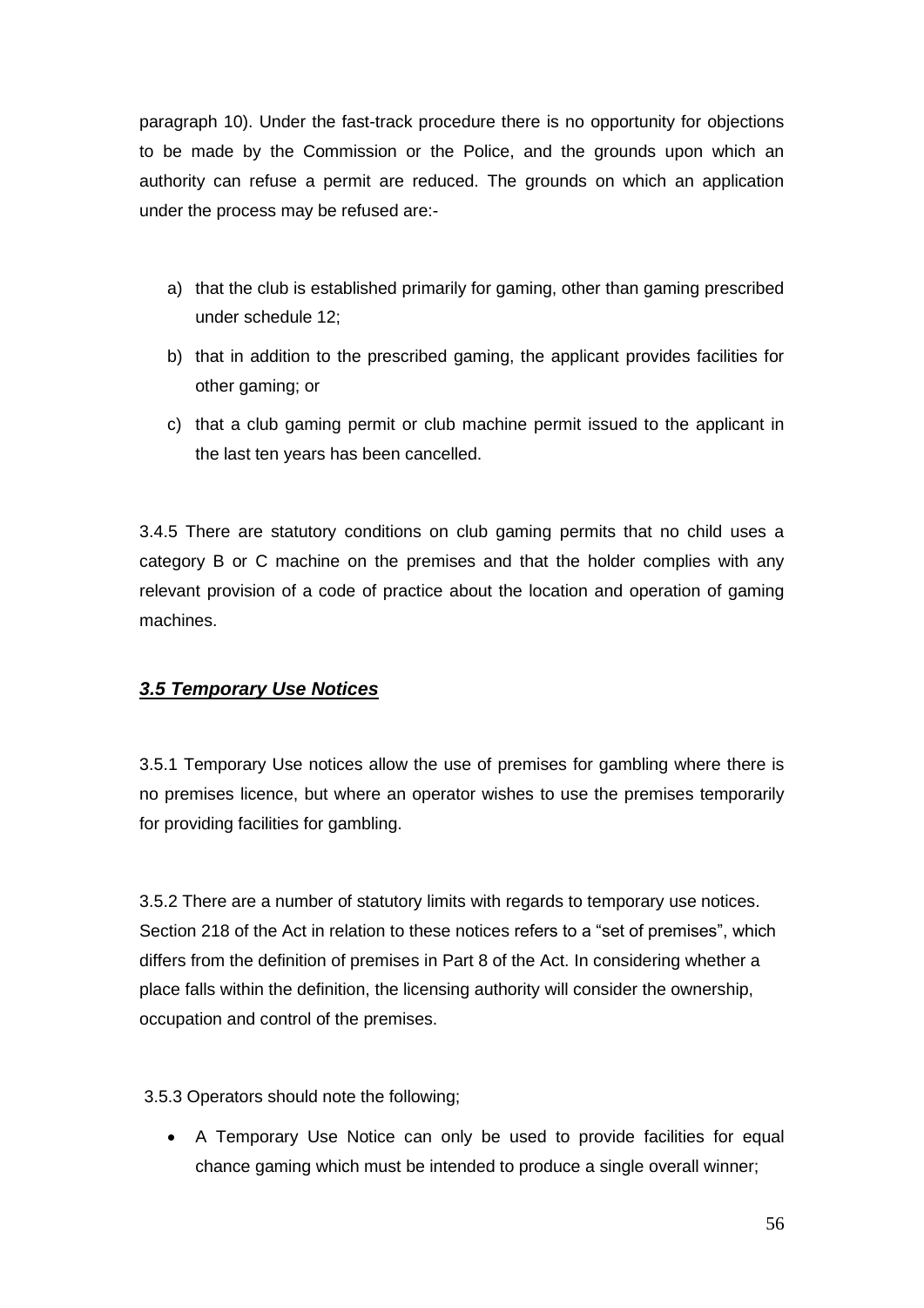paragraph 10). Under the fast-track procedure there is no opportunity for objections to be made by the Commission or the Police, and the grounds upon which an authority can refuse a permit are reduced. The grounds on which an application under the process may be refused are:-

a) that the club is established primarily for gaming, other than gaming prescribed under schedule 12;

b) that in addition to the prescribed gaming, the applicant provides facilities for other gaming; or

c) that a club gaming permit or club machine permit issued to the applicant in the last ten years has been cancelled.

3.4.5 There are statutory conditions on club gaming permits that no child uses a category B or C machine on the premises and that the holder complies with any relevant provision of a code of practice about the location and operation of gaming machines.

### ***3.5 Temporary Use Notices***

3.5.1 Temporary Use notices allow the use of premises for gambling where there is no premises licence, but where an operator wishes to use the premises temporarily for providing facilities for gambling.

3.5.2 There are a number of statutory limits with regards to temporary use notices. Section 218 of the Act in relation to these notices refers to a "set of premises", which differs from the definition of premises in Part 8 of the Act. In considering whether a place falls within the definition, the licensing authority will consider the ownership, occupation and control of the premises.

3.5.3 Operators should note the following;

- A Temporary Use Notice can only be used to provide facilities for equal chance gaming which must be intended to produce a single overall winner;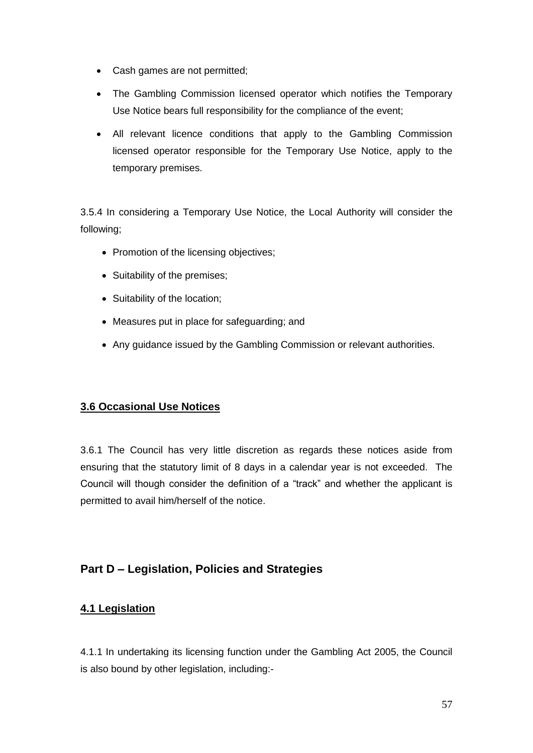- Cash games are not permitted;
- The Gambling Commission licensed operator which notifies the Temporary Use Notice bears full responsibility for the compliance of the event;
- All relevant licence conditions that apply to the Gambling Commission licensed operator responsible for the Temporary Use Notice, apply to the temporary premises.

3.5.4 In considering a Temporary Use Notice, the Local Authority will consider the following;

- Promotion of the licensing objectives;
- Suitability of the premises;
- Suitability of the location;
- Measures put in place for safeguarding; and
- Any guidance issued by the Gambling Commission or relevant authorities.

### **3.6 Occasional Use Notices**

3.6.1 The Council has very little discretion as regards these notices aside from ensuring that the statutory limit of 8 days in a calendar year is not exceeded. The Council will though consider the definition of a "track" and whether the applicant is permitted to avail him/herself of the notice.

## Part D – Legislation, Policies and Strategies

### **4.1 Legislation**

4.1.1 In undertaking its licensing function under the Gambling Act 2005, the Council is also bound by other legislation, including:-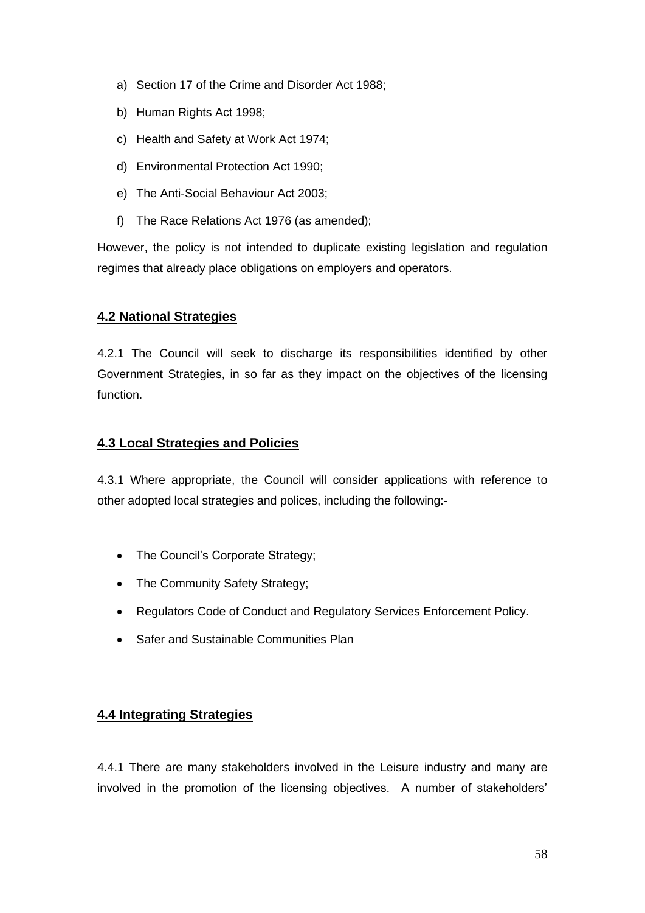a) Section 17 of the Crime and Disorder Act 1988;

b) Human Rights Act 1998;

c) Health and Safety at Work Act 1974;

d) Environmental Protection Act 1990;

e) The Anti-Social Behaviour Act 2003;

f) The Race Relations Act 1976 (as amended);

However, the policy is not intended to duplicate existing legislation and regulation regimes that already place obligations on employers and operators.

## 4.2 National Strategies

4.2.1 The Council will seek to discharge its responsibilities identified by other Government Strategies, in so far as they impact on the objectives of the licensing function.

## 4.3 Local Strategies and Policies

4.3.1 Where appropriate, the Council will consider applications with reference to other adopted local strategies and polices, including the following:-

- The Council's Corporate Strategy;
- The Community Safety Strategy;
- Regulators Code of Conduct and Regulatory Services Enforcement Policy.
- Safer and Sustainable Communities Plan

## 4.4 Integrating Strategies

4.4.1 There are many stakeholders involved in the Leisure industry and many are involved in the promotion of the licensing objectives. A number of stakeholders'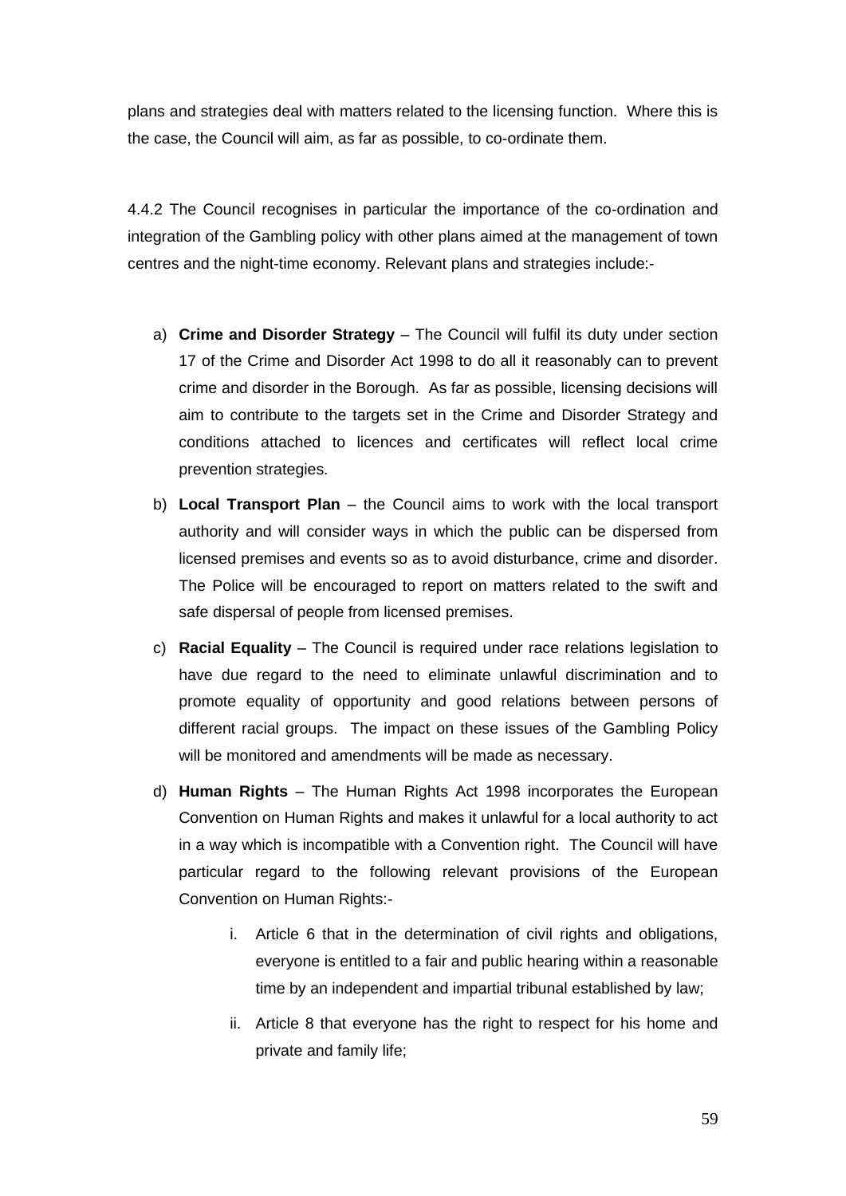plans and strategies deal with matters related to the licensing function. Where this is the case, the Council will aim, as far as possible, to co-ordinate them.

4.4.2 The Council recognises in particular the importance of the co-ordination and integration of the Gambling policy with other plans aimed at the management of town centres and the night-time economy. Relevant plans and strategies include:-

a) **Crime and Disorder Strategy** – The Council will fulfil its duty under section 17 of the Crime and Disorder Act 1998 to do all it reasonably can to prevent crime and disorder in the Borough. As far as possible, licensing decisions will aim to contribute to the targets set in the Crime and Disorder Strategy and conditions attached to licences and certificates will reflect local crime prevention strategies.

b) **Local Transport Plan** – the Council aims to work with the local transport authority and will consider ways in which the public can be dispersed from licensed premises and events so as to avoid disturbance, crime and disorder. The Police will be encouraged to report on matters related to the swift and safe dispersal of people from licensed premises.

c) **Racial Equality** – The Council is required under race relations legislation to have due regard to the need to eliminate unlawful discrimination and to promote equality of opportunity and good relations between persons of different racial groups. The impact on these issues of the Gambling Policy will be monitored and amendments will be made as necessary.

d) **Human Rights** – The Human Rights Act 1998 incorporates the European Convention on Human Rights and makes it unlawful for a local authority to act in a way which is incompatible with a Convention right. The Council will have particular regard to the following relevant provisions of the European Convention on Human Rights:-

    i. Article 6 that in the determination of civil rights and obligations, everyone is entitled to a fair and public hearing within a reasonable time by an independent and impartial tribunal established by law;

    ii. Article 8 that everyone has the right to respect for his home and private and family life;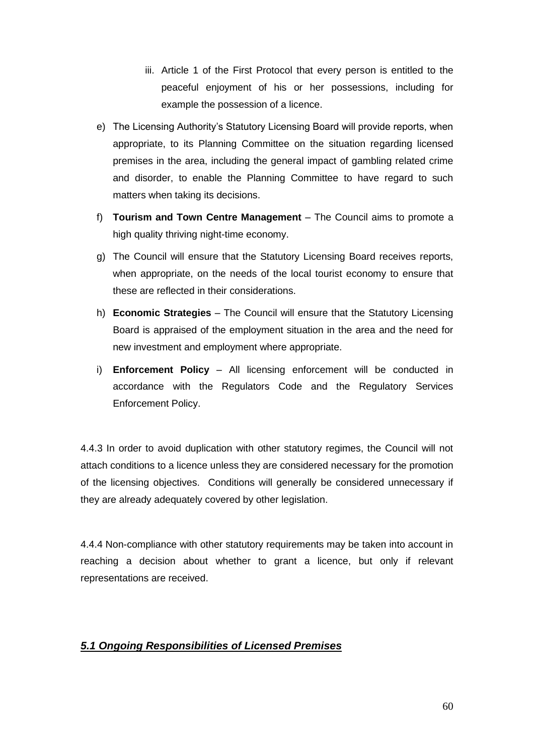iii. Article 1 of the First Protocol that every person is entitled to the peaceful enjoyment of his or her possessions, including for example the possession of a licence.

e) The Licensing Authority's Statutory Licensing Board will provide reports, when appropriate, to its Planning Committee on the situation regarding licensed premises in the area, including the general impact of gambling related crime and disorder, to enable the Planning Committee to have regard to such matters when taking its decisions.

f) **Tourism and Town Centre Management** – The Council aims to promote a high quality thriving night-time economy.

g) The Council will ensure that the Statutory Licensing Board receives reports, when appropriate, on the needs of the local tourist economy to ensure that these are reflected in their considerations.

h) **Economic Strategies** – The Council will ensure that the Statutory Licensing Board is appraised of the employment situation in the area and the need for new investment and employment where appropriate.

i) **Enforcement Policy** – All licensing enforcement will be conducted in accordance with the Regulators Code and the Regulatory Services Enforcement Policy.

4.4.3 In order to avoid duplication with other statutory regimes, the Council will not attach conditions to a licence unless they are considered necessary for the promotion of the licensing objectives. Conditions will generally be considered unnecessary if they are already adequately covered by other legislation.

4.4.4 Non-compliance with other statutory requirements may be taken into account in reaching a decision about whether to grant a licence, but only if relevant representations are received.

## ***5.1 Ongoing Responsibilities of Licensed Premises***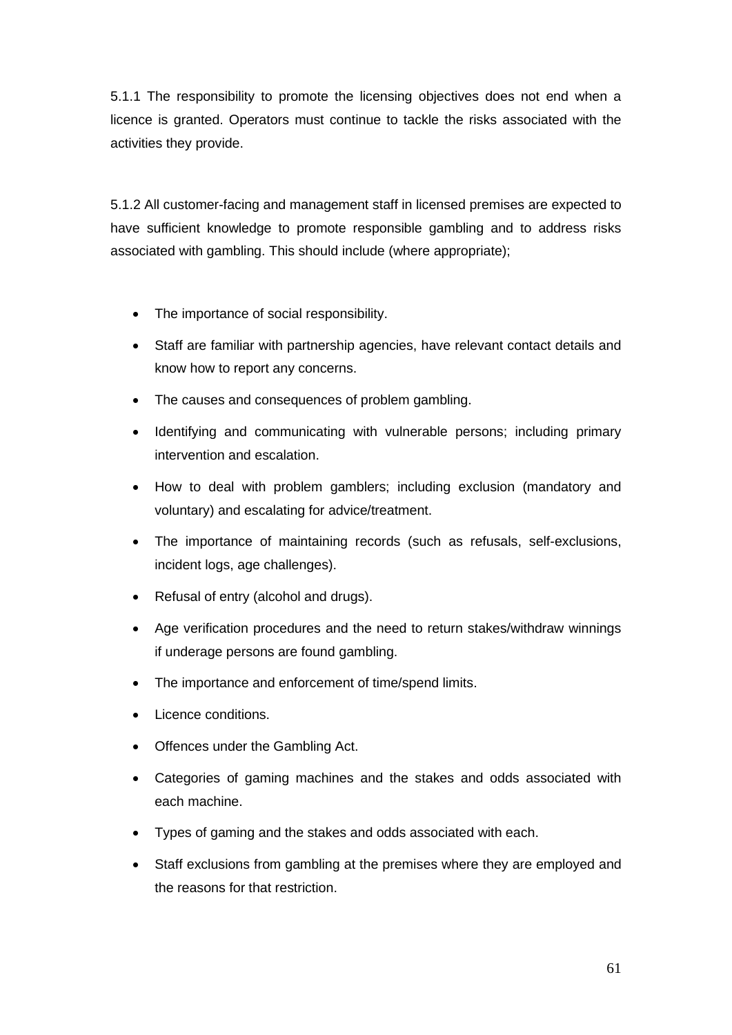5.1.1 The responsibility to promote the licensing objectives does not end when a licence is granted. Operators must continue to tackle the risks associated with the activities they provide.

5.1.2 All customer-facing and management staff in licensed premises are expected to have sufficient knowledge to promote responsible gambling and to address risks associated with gambling. This should include (where appropriate);

- The importance of social responsibility.
- Staff are familiar with partnership agencies, have relevant contact details and know how to report any concerns.
- The causes and consequences of problem gambling.
- Identifying and communicating with vulnerable persons; including primary intervention and escalation.
- How to deal with problem gamblers; including exclusion (mandatory and voluntary) and escalating for advice/treatment.
- The importance of maintaining records (such as refusals, self-exclusions, incident logs, age challenges).
- Refusal of entry (alcohol and drugs).
- Age verification procedures and the need to return stakes/withdraw winnings if underage persons are found gambling.
- The importance and enforcement of time/spend limits.
- Licence conditions.
- Offences under the Gambling Act.
- Categories of gaming machines and the stakes and odds associated with each machine.
- Types of gaming and the stakes and odds associated with each.
- Staff exclusions from gambling at the premises where they are employed and the reasons for that restriction.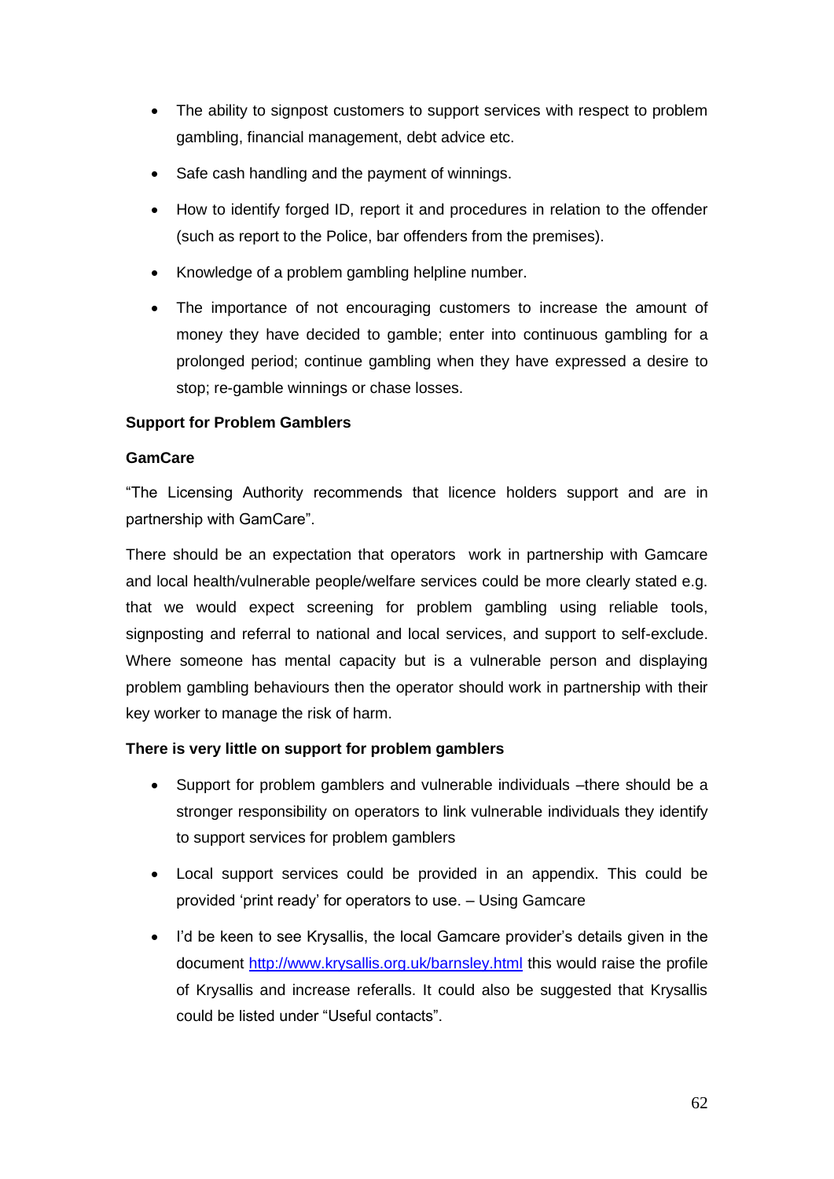- The ability to signpost customers to support services with respect to problem gambling, financial management, debt advice etc.
- Safe cash handling and the payment of winnings.
- How to identify forged ID, report it and procedures in relation to the offender (such as report to the Police, bar offenders from the premises).
- Knowledge of a problem gambling helpline number.
- The importance of not encouraging customers to increase the amount of money they have decided to gamble; enter into continuous gambling for a prolonged period; continue gambling when they have expressed a desire to stop; re-gamble winnings or chase losses.

**Support for Problem Gamblers**

**GamCare**

"The Licensing Authority recommends that licence holders support and are in partnership with GamCare".

There should be an expectation that operators work in partnership with Gamcare and local health/vulnerable people/welfare services could be more clearly stated e.g. that we would expect screening for problem gambling using reliable tools, signposting and referral to national and local services, and support to self-exclude. Where someone has mental capacity but is a vulnerable person and displaying problem gambling behaviours then the operator should work in partnership with their key worker to manage the risk of harm.

**There is very little on support for problem gamblers**

- Support for problem gamblers and vulnerable individuals –there should be a stronger responsibility on operators to link vulnerable individuals they identify to support services for problem gamblers
- Local support services could be provided in an appendix. This could be provided 'print ready' for operators to use. – Using Gamcare
- I'd be keen to see Krysallis, the local Gamcare provider's details given in the document http://www.krysallis.org.uk/barnsley.html this would raise the profile of Krysallis and increase referalls. It could also be suggested that Krysallis could be listed under "Useful contacts".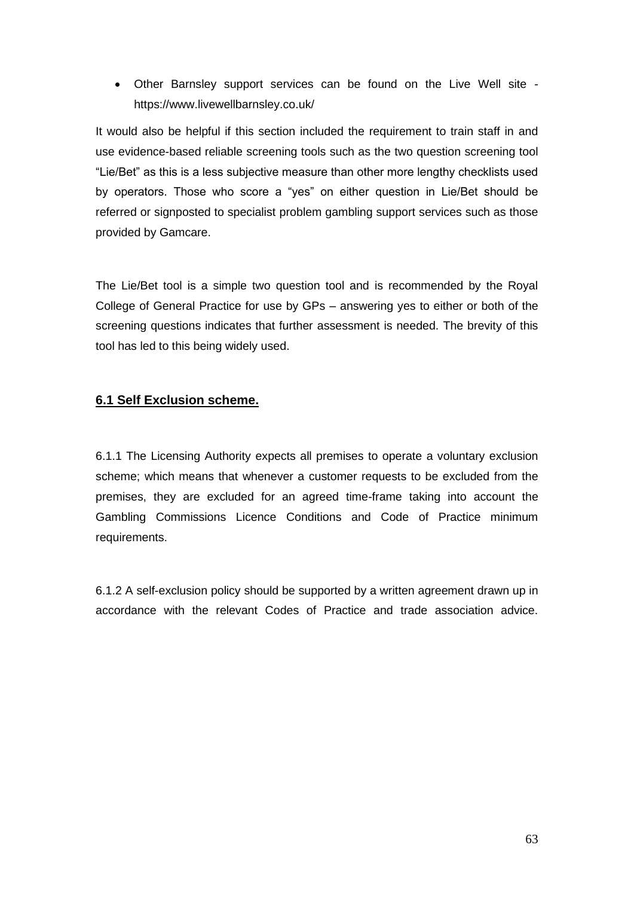- Other Barnsley support services can be found on the Live Well site - https://www.livewellbarnsley.co.uk/

It would also be helpful if this section included the requirement to train staff in and use evidence-based reliable screening tools such as the two question screening tool "Lie/Bet" as this is a less subjective measure than other more lengthy checklists used by operators. Those who score a "yes" on either question in Lie/Bet should be referred or signposted to specialist problem gambling support services such as those provided by Gamcare.

The Lie/Bet tool is a simple two question tool and is recommended by the Royal College of General Practice for use by GPs – answering yes to either or both of the screening questions indicates that further assessment is needed. The brevity of this tool has led to this being widely used.

## 6.1 Self Exclusion scheme.

6.1.1 The Licensing Authority expects all premises to operate a voluntary exclusion scheme; which means that whenever a customer requests to be excluded from the premises, they are excluded for an agreed time-frame taking into account the Gambling Commissions Licence Conditions and Code of Practice minimum requirements.

6.1.2 A self-exclusion policy should be supported by a written agreement drawn up in accordance with the relevant Codes of Practice and trade association advice.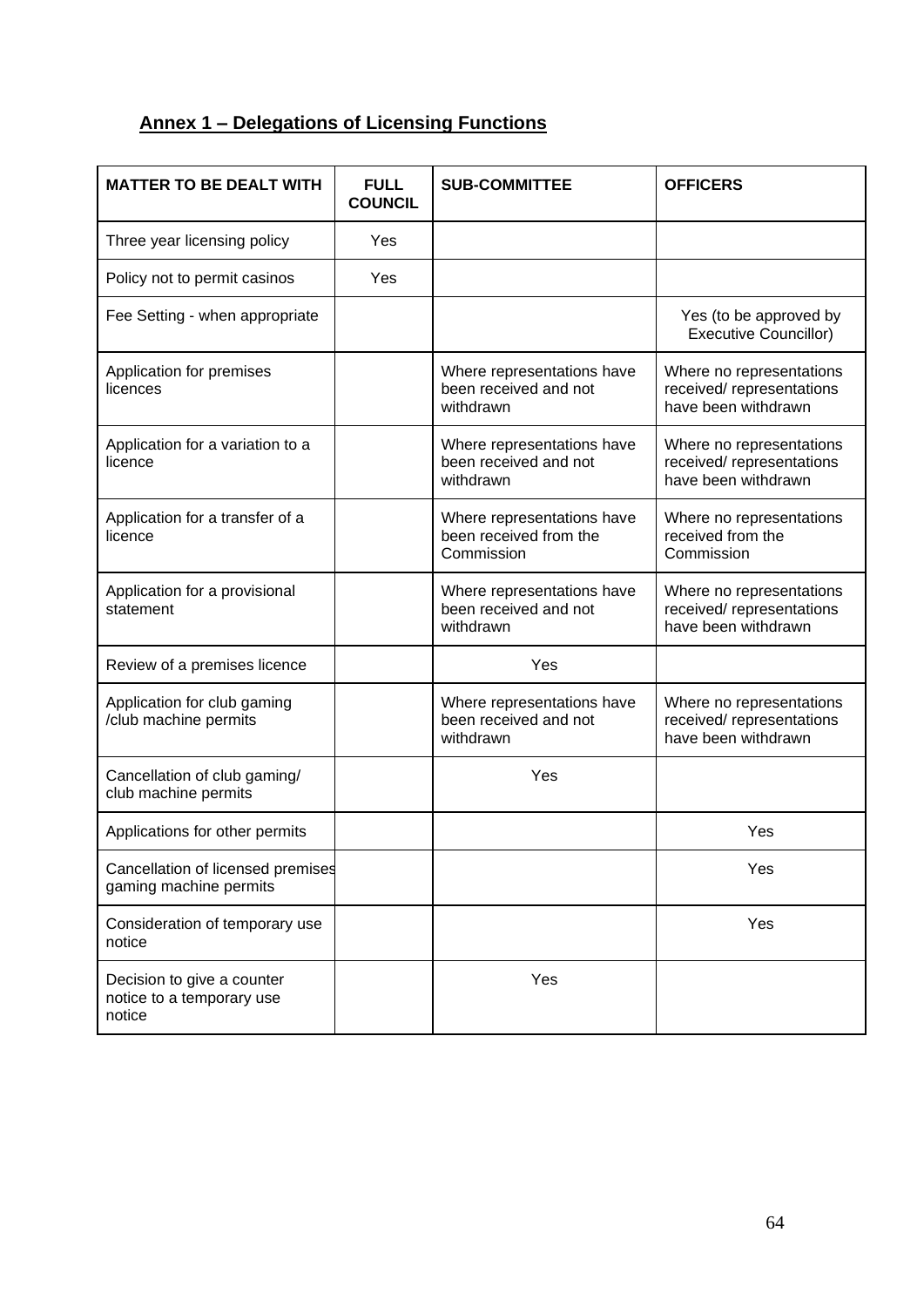## Annex 1 – Delegations of Licensing Functions

| MATTER TO BE DEALT WITH | FULL COUNCIL | SUB-COMMITTEE | OFFICERS |
|---|---|---|---|
| Three year licensing policy | Yes | | |
| Policy not to permit casinos | Yes | | |
| Fee Setting - when appropriate | | | Yes (to be approved by Executive Councillor) |
| Application for premises licences | | Where representations have been received and not withdrawn | Where no representations received/ representations have been withdrawn |
| Application for a variation to a licence | | Where representations have been received and not withdrawn | Where no representations received/ representations have been withdrawn |
| Application for a transfer of a licence | | Where representations have been received from the Commission | Where no representations received from the Commission |
| Application for a provisional statement | | Where representations have been received and not withdrawn | Where no representations received/ representations have been withdrawn |
| Review of a premises licence | | Yes | |
| Application for club gaming /club machine permits | | Where representations have been received and not withdrawn | Where no representations received/ representations have been withdrawn |
| Cancellation of club gaming/ club machine permits | | Yes | |
| Applications for other permits | | | Yes |
| Cancellation of licensed premises gaming machine permits | | | Yes |
| Consideration of temporary use notice | | | Yes |
| Decision to give a counter notice to a temporary use notice | | Yes | |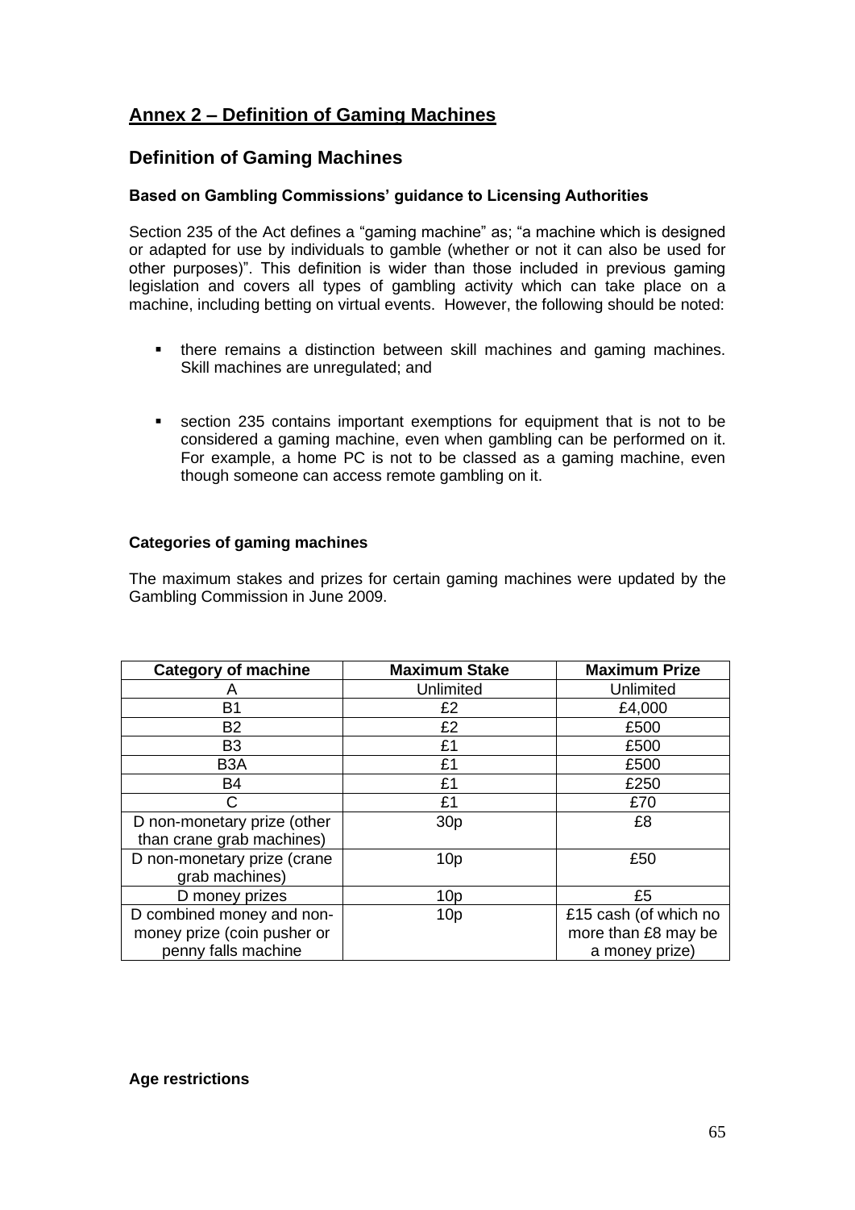## Annex 2 – Definition of Gaming Machines

### Definition of Gaming Machines

**Based on Gambling Commissions' guidance to Licensing Authorities**

Section 235 of the Act defines a "gaming machine" as; "a machine which is designed or adapted for use by individuals to gamble (whether or not it can also be used for other purposes)". This definition is wider than those included in previous gaming legislation and covers all types of gambling activity which can take place on a machine, including betting on virtual events. However, the following should be noted:

- there remains a distinction between skill machines and gaming machines. Skill machines are unregulated; and
- section 235 contains important exemptions for equipment that is not to be considered a gaming machine, even when gambling can be performed on it. For example, a home PC is not to be classed as a gaming machine, even though someone can access remote gambling on it.

**Categories of gaming machines**

The maximum stakes and prizes for certain gaming machines were updated by the Gambling Commission in June 2009.

| Category of machine | Maximum Stake | Maximum Prize |
|---|---|---|
| A | Unlimited | Unlimited |
| B1 | £2 | £4,000 |
| B2 | £2 | £500 |
| B3 | £1 | £500 |
| B3A | £1 | £500 |
| B4 | £1 | £250 |
| C | £1 | £70 |
| D non-monetary prize (other than crane grab machines) | 30p | £8 |
| D non-monetary prize (crane grab machines) | 10p | £50 |
| D money prizes | 10p | £5 |
| D combined money and non-money prize (coin pusher or penny falls machine | 10p | £15 cash (of which no more than £8 may be a money prize) |

**Age restrictions**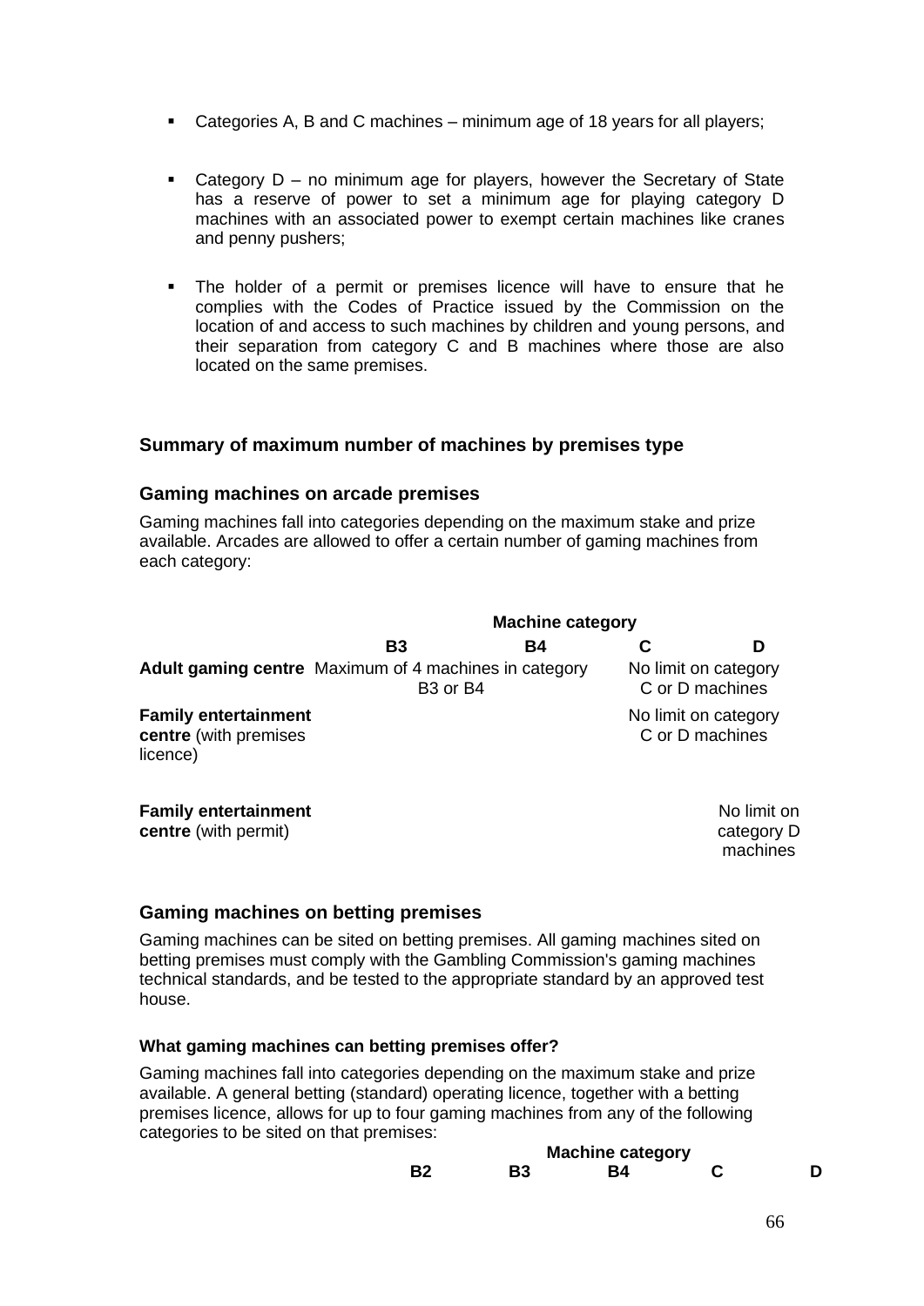- Categories A, B and C machines – minimum age of 18 years for all players;

- Category D – no minimum age for players, however the Secretary of State has a reserve of power to set a minimum age for playing category D machines with an associated power to exempt certain machines like cranes and penny pushers;

- The holder of a permit or premises licence will have to ensure that he complies with the Codes of Practice issued by the Commission on the location of and access to such machines by children and young persons, and their separation from category C and B machines where those are also located on the same premises.

### Summary of maximum number of machines by premises type

### Gaming machines on arcade premises

Gaming machines fall into categories depending on the maximum stake and prize available. Arcades are allowed to offer a certain number of gaming machines from each category:

| | Machine category | | | |
|---|---|---|---|---|
| | **B3** | **B4** | **C** | **D** |
| **Adult gaming centre** | Maximum of 4 machines in category B3 or B4 | | No limit on category C or D machines | |
| **Family entertainment centre** (with premises licence) | | | No limit on category C or D machines | |
| **Family entertainment centre** (with permit) | | | | No limit on category D machines |

### Gaming machines on betting premises

Gaming machines can be sited on betting premises. All gaming machines sited on betting premises must comply with the Gambling Commission's gaming machines technical standards, and be tested to the appropriate standard by an approved test house.

#### What gaming machines can betting premises offer?

Gaming machines fall into categories depending on the maximum stake and prize available. A general betting (standard) operating licence, together with a betting premises licence, allows for up to four gaming machines from any of the following categories to be sited on that premises:

| Machine category | | | | |
|---|---|---|---|---|
| **B2** | **B3** | **B4** | **C** | **D** |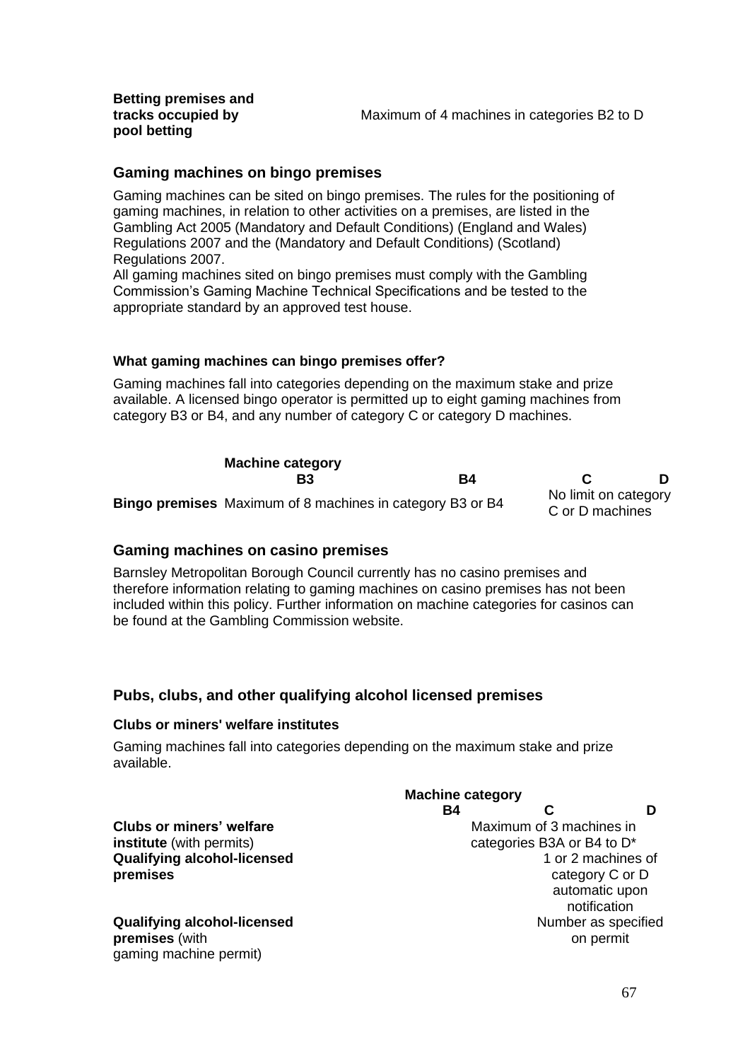| | |
|---|---|
| **Betting premises and tracks occupied by pool betting** | Maximum of 4 machines in categories B2 to D |

## Gaming machines on bingo premises

Gaming machines can be sited on bingo premises. The rules for the positioning of gaming machines, in relation to other activities on a premises, are listed in the Gambling Act 2005 (Mandatory and Default Conditions) (England and Wales) Regulations 2007 and the (Mandatory and Default Conditions) (Scotland) Regulations 2007.

All gaming machines sited on bingo premises must comply with the Gambling Commission's Gaming Machine Technical Specifications and be tested to the appropriate standard by an approved test house.

### What gaming machines can bingo premises offer?

Gaming machines fall into categories depending on the maximum stake and prize available. A licensed bingo operator is permitted up to eight gaming machines from category B3 or B4, and any number of category C or category D machines.

| | Machine category | | | |
|---|---|---|---|---|
| | **B3** | **B4** | **C** | **D** |
| **Bingo premises** | Maximum of 8 machines in category B3 or B4 | | No limit on category C or D machines | |

## Gaming machines on casino premises

Barnsley Metropolitan Borough Council currently has no casino premises and therefore information relating to gaming machines on casino premises has not been included within this policy. Further information on machine categories for casinos can be found at the Gambling Commission website.

## Pubs, clubs, and other qualifying alcohol licensed premises

### Clubs or miners' welfare institutes

Gaming machines fall into categories depending on the maximum stake and prize available.

| | Machine category | | |
|---|---|---|---|
| | **B4** | **C** | **D** |
| **Clubs or miners' welfare institute** (with permits) | Maximum of 3 machines in categories B3A or B4 to D* | | |
| **Qualifying alcohol-licensed premises** | | 1 or 2 machines of category C or D automatic upon notification | |
| **Qualifying alcohol-licensed premises** (with gaming machine permit) | | Number as specified on permit | |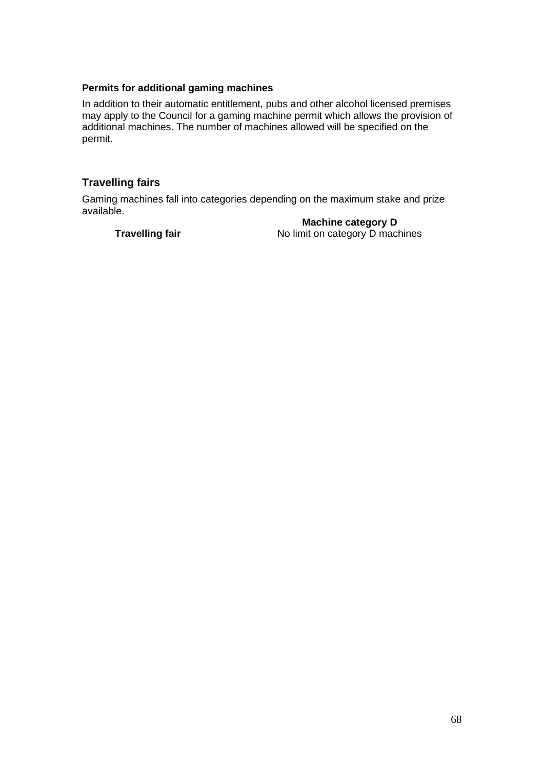### Permits for additional gaming machines

In addition to their automatic entitlement, pubs and other alcohol licensed premises may apply to the Council for a gaming machine permit which allows the provision of additional machines. The number of machines allowed will be specified on the permit.

## Travelling fairs

Gaming machines fall into categories depending on the maximum stake and prize available.

| | Machine category D |
|---|---|
| **Travelling fair** | No limit on category D machines |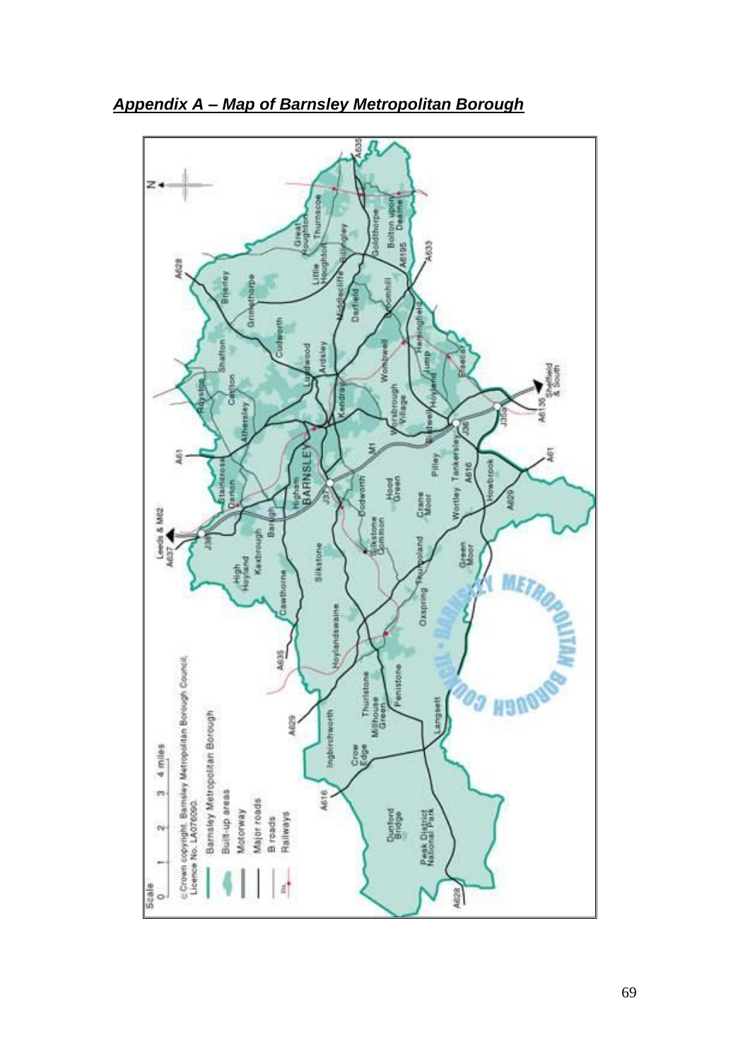## ***Appendix A – Map of Barnsley Metropolitan Borough***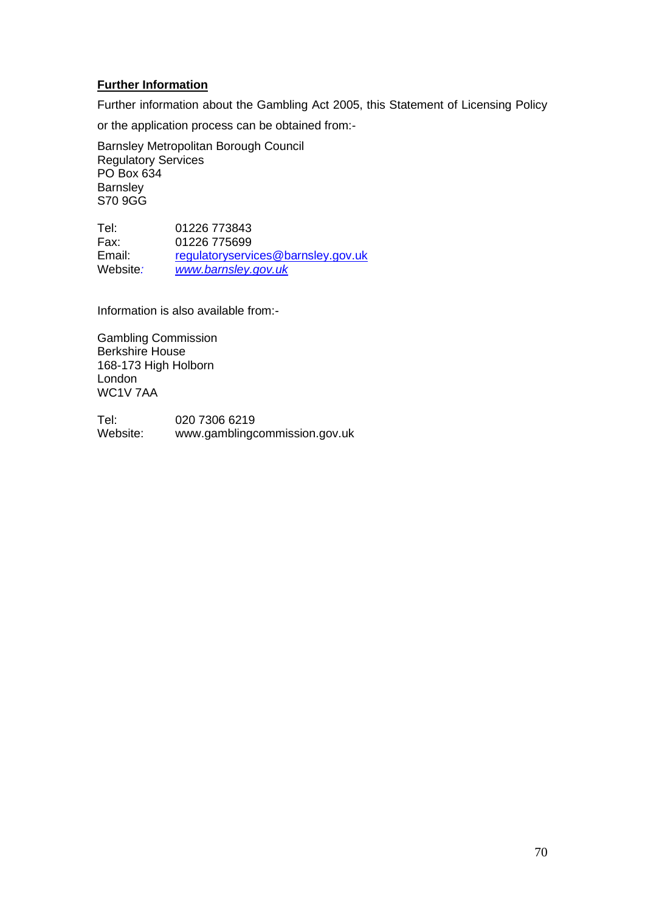## Further Information

Further information about the Gambling Act 2005, this Statement of Licensing Policy or the application process can be obtained from:-

Barnsley Metropolitan Borough Council
Regulatory Services
PO Box 634
Barnsley
S70 9GG

Tel: 01226 773843
Fax: 01226 775699
Email: regulatoryservices@barnsley.gov.uk
Website: *www.barnsley.gov.uk*

Information is also available from:-

Gambling Commission
Berkshire House
168-173 High Holborn
London
WC1V 7AA

Tel: 020 7306 6219
Website: www.gamblingcommission.gov.uk